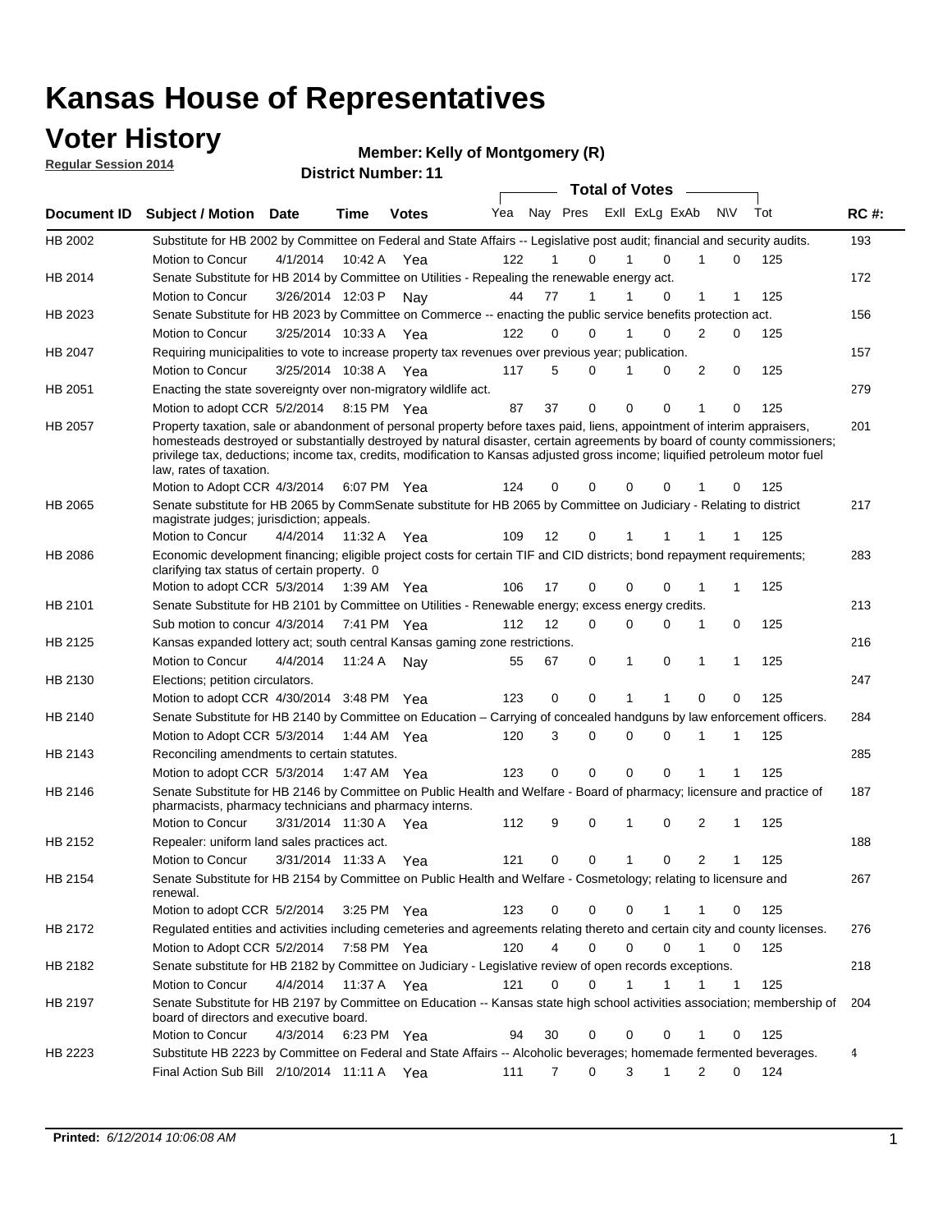# Kansas House of Representatives

## Voter History

**Regular Session 2014**

**Member: Kelly of Montgomery (R)**

**District Number: 11**

| Document ID | Subject / Motion | Date | Time | Votes | Yea | Nay | Pres | ExII | ExLg | ExAb | N\V | Tot | RC #: |
|---|---|---|---|---|---|---|---|---|---|---|---|---|---|
| HB 2002 | Substitute for HB 2002 by Committee on Federal and State Affairs -- Legislative post audit; financial and security audits. | | | | | | | | | | | | 193 |
| | Motion to Concur | 4/1/2014 | 10:42 A | Yea | 122 | 1 | 0 | 1 | 0 | 1 | 0 | 125 | |
| HB 2014 | Senate Substitute for HB 2014 by Committee on Utilities - Repealing the renewable energy act. | | | | | | | | | | | | 172 |
| | Motion to Concur | 3/26/2014 | 12:03 P | Nay | 44 | 77 | 1 | 1 | 0 | 1 | 1 | 125 | |
| HB 2023 | Senate Substitute for HB 2023 by Committee on Commerce -- enacting the public service benefits protection act. | | | | | | | | | | | | 156 |
| | Motion to Concur | 3/25/2014 | 10:33 A | Yea | 122 | 0 | 0 | 1 | 0 | 2 | 0 | 125 | |
| HB 2047 | Requiring municipalities to vote to increase property tax revenues over previous year; publication. | | | | | | | | | | | | 157 |
| | Motion to Concur | 3/25/2014 | 10:38 A | Yea | 117 | 5 | 0 | 1 | 0 | 2 | 0 | 125 | |
| HB 2051 | Enacting the state sovereignty over non-migratory wildlife act. | | | | | | | | | | | | 279 |
| | Motion to adopt CCR | 5/2/2014 | 8:15 PM | Yea | 87 | 37 | 0 | 0 | 0 | 1 | 0 | 125 | |
| HB 2057 | Property taxation, sale or abandonment of personal property before taxes paid, liens, appointment of interim appraisers, homesteads destroyed or substantially destroyed by natural disaster, certain agreements by board of county commissioners; privilege tax, deductions; income tax, credits, modification to Kansas adjusted gross income; liquified petroleum motor fuel law, rates of taxation. | | | | | | | | | | | | 201 |
| | Motion to Adopt CCR | 4/3/2014 | 6:07 PM | Yea | 124 | 0 | 0 | 0 | 0 | 1 | 0 | 125 | |
| HB 2065 | Senate substitute for HB 2065 by CommSenate substitute for HB 2065 by Committee on Judiciary - Relating to district magistrate judges; jurisdiction; appeals. | | | | | | | | | | | | 217 |
| | Motion to Concur | 4/4/2014 | 11:32 A | Yea | 109 | 12 | 0 | 1 | 1 | 1 | 1 | 125 | |
| HB 2086 | Economic development financing; eligible project costs for certain TIF and CID districts; bond repayment requirements; clarifying tax status of certain property. 0 | | | | | | | | | | | | 283 |
| | Motion to adopt CCR | 5/3/2014 | 1:39 AM | Yea | 106 | 17 | 0 | 0 | 0 | 1 | 1 | 125 | |
| HB 2101 | Senate Substitute for HB 2101 by Committee on Utilities - Renewable energy; excess energy credits. | | | | | | | | | | | | 213 |
| | Sub motion to concur | 4/3/2014 | 7:41 PM | Yea | 112 | 12 | 0 | 0 | 0 | 1 | 0 | 125 | |
| HB 2125 | Kansas expanded lottery act; south central Kansas gaming zone restrictions. | | | | | | | | | | | | 216 |
| | Motion to Concur | 4/4/2014 | 11:24 A | Nay | 55 | 67 | 0 | 1 | 0 | 1 | 1 | 125 | |
| HB 2130 | Elections; petition circulators. | | | | | | | | | | | | 247 |
| | Motion to adopt CCR | 4/30/2014 | 3:48 PM | Yea | 123 | 0 | 0 | 1 | 1 | 0 | 0 | 125 | |
| HB 2140 | Senate Substitute for HB 2140 by Committee on Education – Carrying of concealed handguns by law enforcement officers. | | | | | | | | | | | | 284 |
| | Motion to Adopt CCR | 5/3/2014 | 1:44 AM | Yea | 120 | 3 | 0 | 0 | 0 | 1 | 1 | 125 | |
| HB 2143 | Reconciling amendments to certain statutes. | | | | | | | | | | | | 285 |
| | Motion to adopt CCR | 5/3/2014 | 1:47 AM | Yea | 123 | 0 | 0 | 0 | 0 | 1 | 1 | 125 | |
| HB 2146 | Senate Substitute for HB 2146 by Committee on Public Health and Welfare - Board of pharmacy; licensure and practice of pharmacists, pharmacy technicians and pharmacy interns. | | | | | | | | | | | | 187 |
| | Motion to Concur | 3/31/2014 | 11:30 A | Yea | 112 | 9 | 0 | 1 | 0 | 2 | 1 | 125 | |
| HB 2152 | Repealer: uniform land sales practices act. | | | | | | | | | | | | 188 |
| | Motion to Concur | 3/31/2014 | 11:33 A | Yea | 121 | 0 | 0 | 1 | 0 | 2 | 1 | 125 | |
| HB 2154 | Senate Substitute for HB 2154 by Committee on Public Health and Welfare - Cosmetology; relating to licensure and renewal. | | | | | | | | | | | | 267 |
| | Motion to adopt CCR | 5/2/2014 | 3:25 PM | Yea | 123 | 0 | 0 | 0 | 1 | 1 | 0 | 125 | |
| HB 2172 | Regulated entities and activities including cemeteries and agreements relating thereto and certain city and county licenses. | | | | | | | | | | | | 276 |
| | Motion to Adopt CCR | 5/2/2014 | 7:58 PM | Yea | 120 | 4 | 0 | 0 | 0 | 1 | 0 | 125 | |
| HB 2182 | Senate substitute for HB 2182 by Committee on Judiciary - Legislative review of open records exceptions. | | | | | | | | | | | | 218 |
| | Motion to Concur | 4/4/2014 | 11:37 A | Yea | 121 | 0 | 0 | 1 | 1 | 1 | 1 | 125 | |
| HB 2197 | Senate Substitute for HB 2197 by Committee on Education -- Kansas state high school activities association; membership of board of directors and executive board. | | | | | | | | | | | | 204 |
| | Motion to Concur | 4/3/2014 | 6:23 PM | Yea | 94 | 30 | 0 | 0 | 0 | 1 | 0 | 125 | |
| HB 2223 | Substitute HB 2223 by Committee on Federal and State Affairs -- Alcoholic beverages; homemade fermented beverages. | | | | | | | | | | | | 4 |
| | Final Action Sub Bill | 2/10/2014 | 11:11 A | Yea | 111 | 7 | 0 | 3 | 1 | 2 | 0 | 124 | |

**Printed:** *6/12/2014 10:06:08 AM*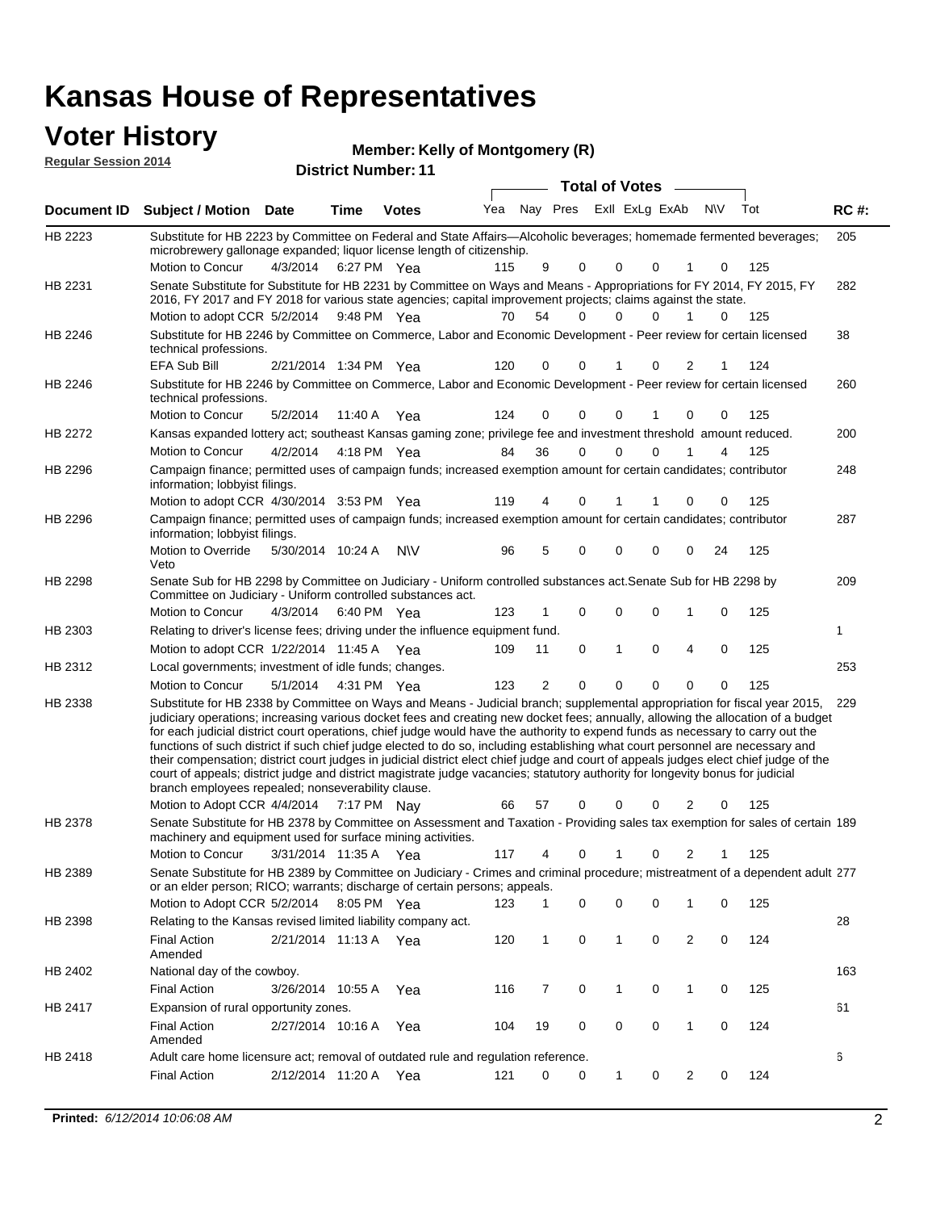# Kansas House of Representatives

## Voter History

**Regular Session 2014**

**Member: Kelly of Montgomery (R)**

**District Number: 11**

| Document ID | Subject / Motion | Date | Time | Votes | Yea | Nay | Pres | ExlI | ExLg | ExAb | N\V | Tot | RC #: |
|---|---|---|---|---|---|---|---|---|---|---|---|---|---|
| HB 2223 | Substitute for HB 2223 by Committee on Federal and State Affairs—Alcoholic beverages; homemade fermented beverages; microbrewery gallonage expanded; liquor license length of citizenship. | | | | | | | | | | | | 205 |
| | Motion to Concur | 4/3/2014 | 6:27 PM | Yea | 115 | 9 | 0 | 0 | 0 | 1 | 0 | 125 | |
| HB 2231 | Senate Substitute for Substitute for HB 2231 by Committee on Ways and Means - Appropriations for FY 2014, FY 2015, FY 2016, FY 2017 and FY 2018 for various state agencies; capital improvement projects; claims against the state. | | | | | | | | | | | | 282 |
| | Motion to adopt CCR | 5/2/2014 | 9:48 PM | Yea | 70 | 54 | 0 | 0 | 0 | 1 | 0 | 125 | |
| HB 2246 | Substitute for HB 2246 by Committee on Commerce, Labor and Economic Development - Peer review for certain licensed technical professions. | | | | | | | | | | | | 38 |
| | EFA Sub Bill | 2/21/2014 | 1:34 PM | Yea | 120 | 0 | 0 | 1 | 0 | 2 | 1 | 124 | |
| HB 2246 | Substitute for HB 2246 by Committee on Commerce, Labor and Economic Development - Peer review for certain licensed technical professions. | | | | | | | | | | | | 260 |
| | Motion to Concur | 5/2/2014 | 11:40 A | Yea | 124 | 0 | 0 | 0 | 1 | 0 | 0 | 125 | |
| HB 2272 | Kansas expanded lottery act; southeast Kansas gaming zone; privilege fee and investment threshold amount reduced. | | | | | | | | | | | | 200 |
| | Motion to Concur | 4/2/2014 | 4:18 PM | Yea | 84 | 36 | 0 | 0 | 0 | 1 | 4 | 125 | |
| HB 2296 | Campaign finance; permitted uses of campaign funds; increased exemption amount for certain candidates; contributor information; lobbyist filings. | | | | | | | | | | | | 248 |
| | Motion to adopt CCR | 4/30/2014 | 3:53 PM | Yea | 119 | 4 | 0 | 1 | 1 | 0 | 0 | 125 | |
| HB 2296 | Campaign finance; permitted uses of campaign funds; increased exemption amount for certain candidates; contributor information; lobbyist filings. | | | | | | | | | | | | 287 |
| | Motion to Override Veto | 5/30/2014 | 10:24 A | N\V | 96 | 5 | 0 | 0 | 0 | 0 | 24 | 125 | |
| HB 2298 | Senate Sub for HB 2298 by Committee on Judiciary - Uniform controlled substances act.Senate Sub for HB 2298 by Committee on Judiciary - Uniform controlled substances act. | | | | | | | | | | | | 209 |
| | Motion to Concur | 4/3/2014 | 6:40 PM | Yea | 123 | 1 | 0 | 0 | 0 | 1 | 0 | 125 | |
| HB 2303 | Relating to driver's license fees; driving under the influence equipment fund. | | | | | | | | | | | | 1 |
| | Motion to adopt CCR | 1/22/2014 | 11:45 A | Yea | 109 | 11 | 0 | 1 | 0 | 4 | 0 | 125 | |
| HB 2312 | Local governments; investment of idle funds; changes. | | | | | | | | | | | | 253 |
| | Motion to Concur | 5/1/2014 | 4:31 PM | Yea | 123 | 2 | 0 | 0 | 0 | 0 | 0 | 125 | |
| HB 2338 | Substitute for HB 2338 by Committee on Ways and Means - Judicial branch; supplemental appropriation for fiscal year 2015, judiciary operations; increasing various docket fees and creating new docket fees; annually, allowing the allocation of a budget for each judicial district court operations, chief judge would have the authority to expend funds as necessary to carry out the functions of such district if such chief judge elected to do so, including establishing what court personnel are necessary and their compensation; district court judges in judicial district elect chief judge and court of appeals judges elect chief judge of the court of appeals; district judge and district magistrate judge vacancies; statutory authority for longevity bonus for judicial branch employees repealed; nonseverability clause. | | | | | | | | | | | | 229 |
| | Motion to Adopt CCR | 4/4/2014 | 7:17 PM | Nay | 66 | 57 | 0 | 0 | 0 | 2 | 0 | 125 | |
| HB 2378 | Senate Substitute for HB 2378 by Committee on Assessment and Taxation - Providing sales tax exemption for sales of certain machinery and equipment used for surface mining activities. | | | | | | | | | | | | 189 |
| | Motion to Concur | 3/31/2014 | 11:35 A | Yea | 117 | 4 | 0 | 1 | 0 | 2 | 1 | 125 | |
| HB 2389 | Senate Substitute for HB 2389 by Committee on Judiciary - Crimes and criminal procedure; mistreatment of a dependent adult or an elder person; RICO; warrants; discharge of certain persons; appeals. | | | | | | | | | | | | 277 |
| | Motion to Adopt CCR | 5/2/2014 | 8:05 PM | Yea | 123 | 1 | 0 | 0 | 0 | 1 | 0 | 125 | |
| HB 2398 | Relating to the Kansas revised limited liability company act. | | | | | | | | | | | | 28 |
| | Final Action Amended | 2/21/2014 | 11:13 A | Yea | 120 | 1 | 0 | 1 | 0 | 2 | 0 | 124 | |
| HB 2402 | National day of the cowboy. | | | | | | | | | | | | 163 |
| | Final Action | 3/26/2014 | 10:55 A | Yea | 116 | 7 | 0 | 1 | 0 | 1 | 0 | 125 | |
| HB 2417 | Expansion of rural opportunity zones. | | | | | | | | | | | | 61 |
| | Final Action Amended | 2/27/2014 | 10:16 A | Yea | 104 | 19 | 0 | 0 | 0 | 1 | 0 | 124 | |
| HB 2418 | Adult care home licensure act; removal of outdated rule and regulation reference. | | | | | | | | | | | | 6 |
| | Final Action | 2/12/2014 | 11:20 A | Yea | 121 | 0 | 0 | 1 | 0 | 2 | 0 | 124 | |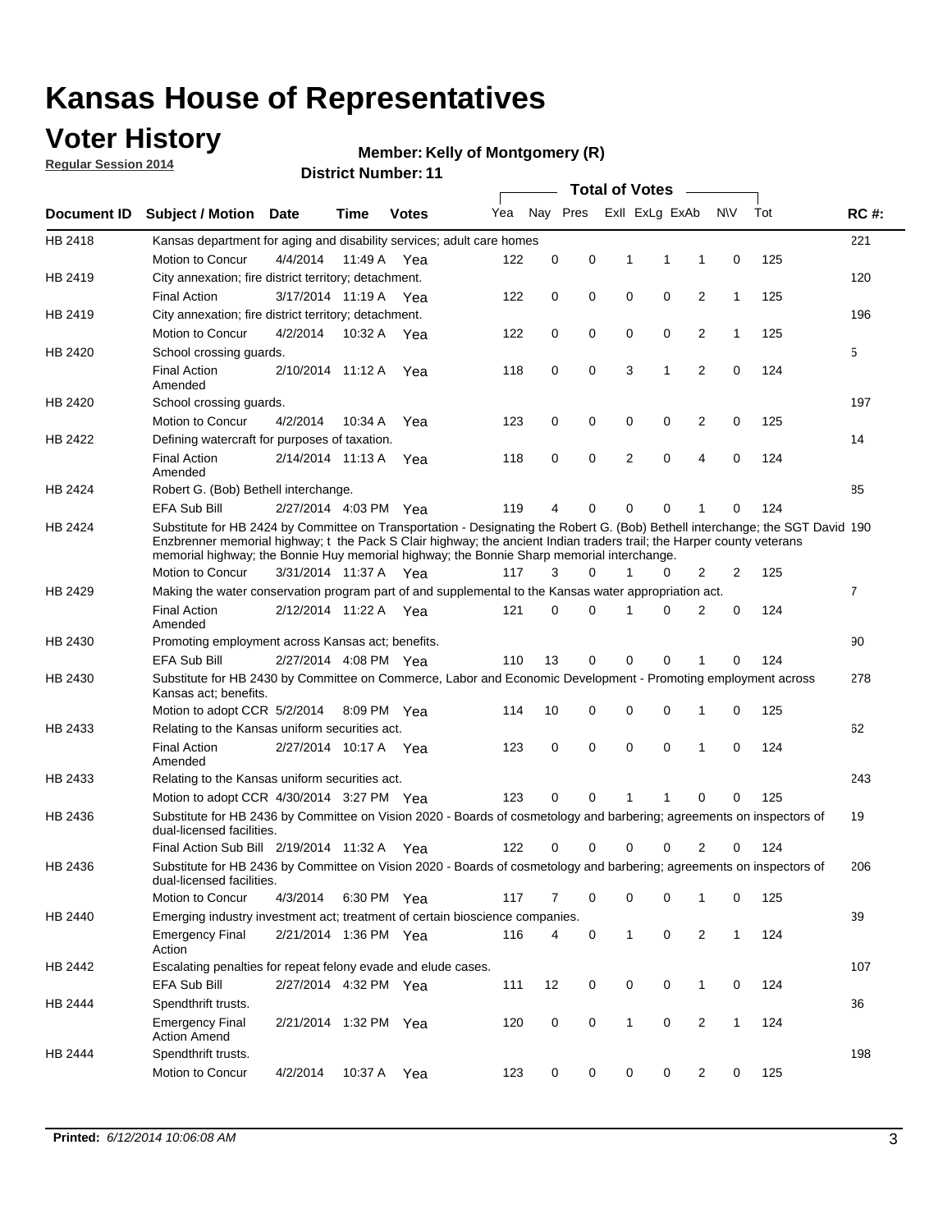# Kansas House of Representatives

## Voter History

**Regular Session 2014**

**Member: Kelly of Montgomery (R)**

**District Number: 11**

| Document ID | Subject / Motion | Date | Time | Votes | Yea | Nay | Pres | ExII | ExLg | ExAb | N\V | Tot | RC #: |
|---|---|---|---|---|---|---|---|---|---|---|---|---|---|
| HB 2418 | Kansas department for aging and disability services; adult care homes | | | | | | | | | | | | 221 |
| | Motion to Concur | 4/4/2014 | 11:49 A | Yea | 122 | 0 | 0 | 1 | 1 | 1 | 0 | 125 | |
| HB 2419 | City annexation; fire district territory; detachment. | | | | | | | | | | | | 120 |
| | Final Action | 3/17/2014 | 11:19 A | Yea | 122 | 0 | 0 | 0 | 0 | 2 | 1 | 125 | |
| HB 2419 | City annexation; fire district territory; detachment. | | | | | | | | | | | | 196 |
| | Motion to Concur | 4/2/2014 | 10:32 A | Yea | 122 | 0 | 0 | 0 | 0 | 2 | 1 | 125 | |
| HB 2420 | School crossing guards. | | | | | | | | | | | | 5 |
| | Final Action Amended | 2/10/2014 | 11:12 A | Yea | 118 | 0 | 0 | 3 | 1 | 2 | 0 | 124 | |
| HB 2420 | School crossing guards. | | | | | | | | | | | | 197 |
| | Motion to Concur | 4/2/2014 | 10:34 A | Yea | 123 | 0 | 0 | 0 | 0 | 2 | 0 | 125 | |
| HB 2422 | Defining watercraft for purposes of taxation. | | | | | | | | | | | | 14 |
| | Final Action Amended | 2/14/2014 | 11:13 A | Yea | 118 | 0 | 0 | 2 | 0 | 4 | 0 | 124 | |
| HB 2424 | Robert G. (Bob) Bethell interchange. | | | | | | | | | | | | 85 |
| | EFA Sub Bill | 2/27/2014 | 4:03 PM | Yea | 119 | 4 | 0 | 0 | 0 | 1 | 0 | 124 | |
| HB 2424 | Substitute for HB 2424 by Committee on Transportation - Designating the Robert G. (Bob) Bethell interchange; the SGT David Enzbrenner memorial highway; t the Pack S Clair highway; the ancient Indian traders trail; the Harper county veterans memorial highway; the Bonnie Huy memorial highway; the Bonnie Sharp memorial interchange. | | | | | | | | | | | | 190 |
| | Motion to Concur | 3/31/2014 | 11:37 A | Yea | 117 | 3 | 0 | 1 | 0 | 2 | 2 | 125 | |
| HB 2429 | Making the water conservation program part of and supplemental to the Kansas water appropriation act. | | | | | | | | | | | | 7 |
| | Final Action Amended | 2/12/2014 | 11:22 A | Yea | 121 | 0 | 0 | 1 | 0 | 2 | 0 | 124 | |
| HB 2430 | Promoting employment across Kansas act; benefits. | | | | | | | | | | | | 90 |
| | EFA Sub Bill | 2/27/2014 | 4:08 PM | Yea | 110 | 13 | 0 | 0 | 0 | 1 | 0 | 124 | |
| HB 2430 | Substitute for HB 2430 by Committee on Commerce, Labor and Economic Development - Promoting employment across Kansas act; benefits. | | | | | | | | | | | | 278 |
| | Motion to adopt CCR | 5/2/2014 | 8:09 PM | Yea | 114 | 10 | 0 | 0 | 0 | 1 | 0 | 125 | |
| HB 2433 | Relating to the Kansas uniform securities act. | | | | | | | | | | | | 62 |
| | Final Action Amended | 2/27/2014 | 10:17 A | Yea | 123 | 0 | 0 | 0 | 0 | 1 | 0 | 124 | |
| HB 2433 | Relating to the Kansas uniform securities act. | | | | | | | | | | | | 243 |
| | Motion to adopt CCR | 4/30/2014 | 3:27 PM | Yea | 123 | 0 | 0 | 1 | 1 | 0 | 0 | 125 | |
| HB 2436 | Substitute for HB 2436 by Committee on Vision 2020 - Boards of cosmetology and barbering; agreements on inspectors of dual-licensed facilities. | | | | | | | | | | | | 19 |
| | Final Action Sub Bill | 2/19/2014 | 11:32 A | Yea | 122 | 0 | 0 | 0 | 0 | 2 | 0 | 124 | |
| HB 2436 | Substitute for HB 2436 by Committee on Vision 2020 - Boards of cosmetology and barbering; agreements on inspectors of dual-licensed facilities. | | | | | | | | | | | | 206 |
| | Motion to Concur | 4/3/2014 | 6:30 PM | Yea | 117 | 7 | 0 | 0 | 0 | 1 | 0 | 125 | |
| HB 2440 | Emerging industry investment act; treatment of certain bioscience companies. | | | | | | | | | | | | 39 |
| | Emergency Final Action | 2/21/2014 | 1:36 PM | Yea | 116 | 4 | 0 | 1 | 0 | 2 | 1 | 124 | |
| HB 2442 | Escalating penalties for repeat felony evade and elude cases. | | | | | | | | | | | | 107 |
| | EFA Sub Bill | 2/27/2014 | 4:32 PM | Yea | 111 | 12 | 0 | 0 | 0 | 1 | 0 | 124 | |
| HB 2444 | Spendthrift trusts. | | | | | | | | | | | | 36 |
| | Emergency Final Action Amend | 2/21/2014 | 1:32 PM | Yea | 120 | 0 | 0 | 1 | 0 | 2 | 1 | 124 | |
| HB 2444 | Spendthrift trusts. | | | | | | | | | | | | 198 |
| | Motion to Concur | 4/2/2014 | 10:37 A | Yea | 123 | 0 | 0 | 0 | 0 | 2 | 0 | 125 | |

**Printed:** *6/12/2014 10:06:08 AM*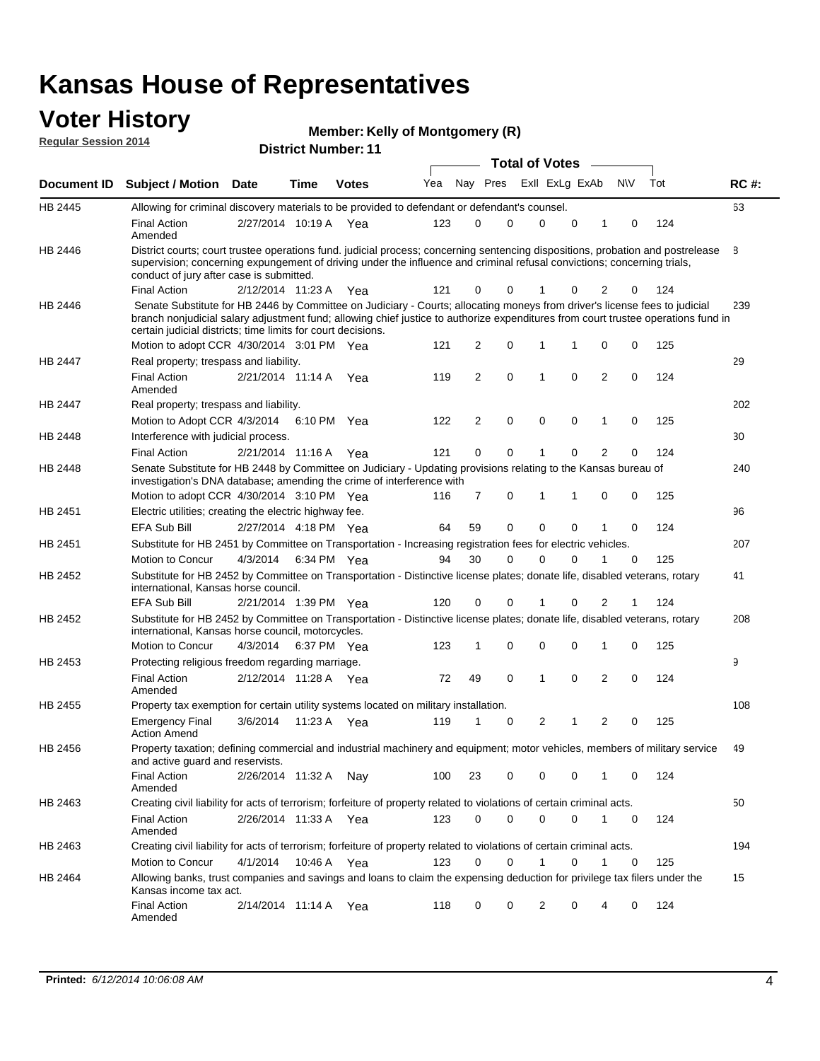# Kansas House of Representatives

## Voter History

**Regular Session 2014**

**Member: Kelly of Montgomery (R)**

**District Number: 11**

| Document ID | Subject / Motion | Date | Time | Votes | Yea | Nay | Pres | ExlI | ExLg | ExAb | N\V | Tot | RC #: |
|---|---|---|---|---|---|---|---|---|---|---|---|---|---|
| HB 2445 | Allowing for criminal discovery materials to be provided to defendant or defendant's counsel. | | | | | | | | | | | | 63 |
| | Final Action Amended | 2/27/2014 | 10:19 A | Yea | 123 | 0 | 0 | 0 | 0 | 1 | 0 | 124 | |
| HB 2446 | District courts; court trustee operations fund. judicial process; concerning sentencing dispositions, probation and postrelease supervision; concerning expungement of driving under the influence and criminal refusal convictions; concerning trials, conduct of jury after case is submitted. | | | | | | | | | | | | 8 |
| | Final Action | 2/12/2014 | 11:23 A | Yea | 121 | 0 | 0 | 1 | 0 | 2 | 0 | 124 | |
| HB 2446 | Senate Substitute for HB 2446 by Committee on Judiciary - Courts; allocating moneys from driver's license fees to judicial branch nonjudicial salary adjustment fund; allowing chief justice to authorize expenditures from court trustee operations fund in certain judicial districts; time limits for court decisions. | | | | | | | | | | | | 239 |
| | Motion to adopt CCR | 4/30/2014 | 3:01 PM | Yea | 121 | 2 | 0 | 1 | 1 | 0 | 0 | 125 | |
| HB 2447 | Real property; trespass and liability. | | | | | | | | | | | | 29 |
| | Final Action Amended | 2/21/2014 | 11:14 A | Yea | 119 | 2 | 0 | 1 | 0 | 2 | 0 | 124 | |
| HB 2447 | Real property; trespass and liability. | | | | | | | | | | | | 202 |
| | Motion to Adopt CCR | 4/3/2014 | 6:10 PM | Yea | 122 | 2 | 0 | 0 | 0 | 1 | 0 | 125 | |
| HB 2448 | Interference with judicial process. | | | | | | | | | | | | 30 |
| | Final Action | 2/21/2014 | 11:16 A | Yea | 121 | 0 | 0 | 1 | 0 | 2 | 0 | 124 | |
| HB 2448 | Senate Substitute for HB 2448 by Committee on Judiciary - Updating provisions relating to the Kansas bureau of investigation's DNA database; amending the crime of interference with | | | | | | | | | | | | 240 |
| | Motion to adopt CCR | 4/30/2014 | 3:10 PM | Yea | 116 | 7 | 0 | 1 | 1 | 0 | 0 | 125 | |
| HB 2451 | Electric utilities; creating the electric highway fee. | | | | | | | | | | | | 96 |
| | EFA Sub Bill | 2/27/2014 | 4:18 PM | Yea | 64 | 59 | 0 | 0 | 0 | 1 | 0 | 124 | |
| HB 2451 | Substitute for HB 2451 by Committee on Transportation - Increasing registration fees for electric vehicles. | | | | | | | | | | | | 207 |
| | Motion to Concur | 4/3/2014 | 6:34 PM | Yea | 94 | 30 | 0 | 0 | 0 | 1 | 0 | 125 | |
| HB 2452 | Substitute for HB 2452 by Committee on Transportation - Distinctive license plates; donate life, disabled veterans, rotary international, Kansas horse council. | | | | | | | | | | | | 41 |
| | EFA Sub Bill | 2/21/2014 | 1:39 PM | Yea | 120 | 0 | 0 | 1 | 0 | 2 | 1 | 124 | |
| HB 2452 | Substitute for HB 2452 by Committee on Transportation - Distinctive license plates; donate life, disabled veterans, rotary international, Kansas horse council, motorcycles. | | | | | | | | | | | | 208 |
| | Motion to Concur | 4/3/2014 | 6:37 PM | Yea | 123 | 1 | 0 | 0 | 0 | 1 | 0 | 125 | |
| HB 2453 | Protecting religious freedom regarding marriage. | | | | | | | | | | | | 9 |
| | Final Action Amended | 2/12/2014 | 11:28 A | Yea | 72 | 49 | 0 | 1 | 0 | 2 | 0 | 124 | |
| HB 2455 | Property tax exemption for certain utility systems located on military installation. | | | | | | | | | | | | 108 |
| | Emergency Final Action Amend | 3/6/2014 | 11:23 A | Yea | 119 | 1 | 0 | 2 | 1 | 2 | 0 | 125 | |
| HB 2456 | Property taxation; defining commercial and industrial machinery and equipment; motor vehicles, members of military service and active guard and reservists. | | | | | | | | | | | | 49 |
| | Final Action Amended | 2/26/2014 | 11:32 A | Nay | 100 | 23 | 0 | 0 | 0 | 1 | 0 | 124 | |
| HB 2463 | Creating civil liability for acts of terrorism; forfeiture of property related to violations of certain criminal acts. | | | | | | | | | | | | 50 |
| | Final Action Amended | 2/26/2014 | 11:33 A | Yea | 123 | 0 | 0 | 0 | 0 | 1 | 0 | 124 | |
| HB 2463 | Creating civil liability for acts of terrorism; forfeiture of property related to violations of certain criminal acts. | | | | | | | | | | | | 194 |
| | Motion to Concur | 4/1/2014 | 10:46 A | Yea | 123 | 0 | 0 | 1 | 0 | 1 | 0 | 125 | |
| HB 2464 | Allowing banks, trust companies and savings and loans to claim the expensing deduction for privilege tax filers under the Kansas income tax act. | | | | | | | | | | | | 15 |
| | Final Action Amended | 2/14/2014 | 11:14 A | Yea | 118 | 0 | 0 | 2 | 0 | 4 | 0 | 124 | |

**Printed:** *6/12/2014 10:06:08 AM*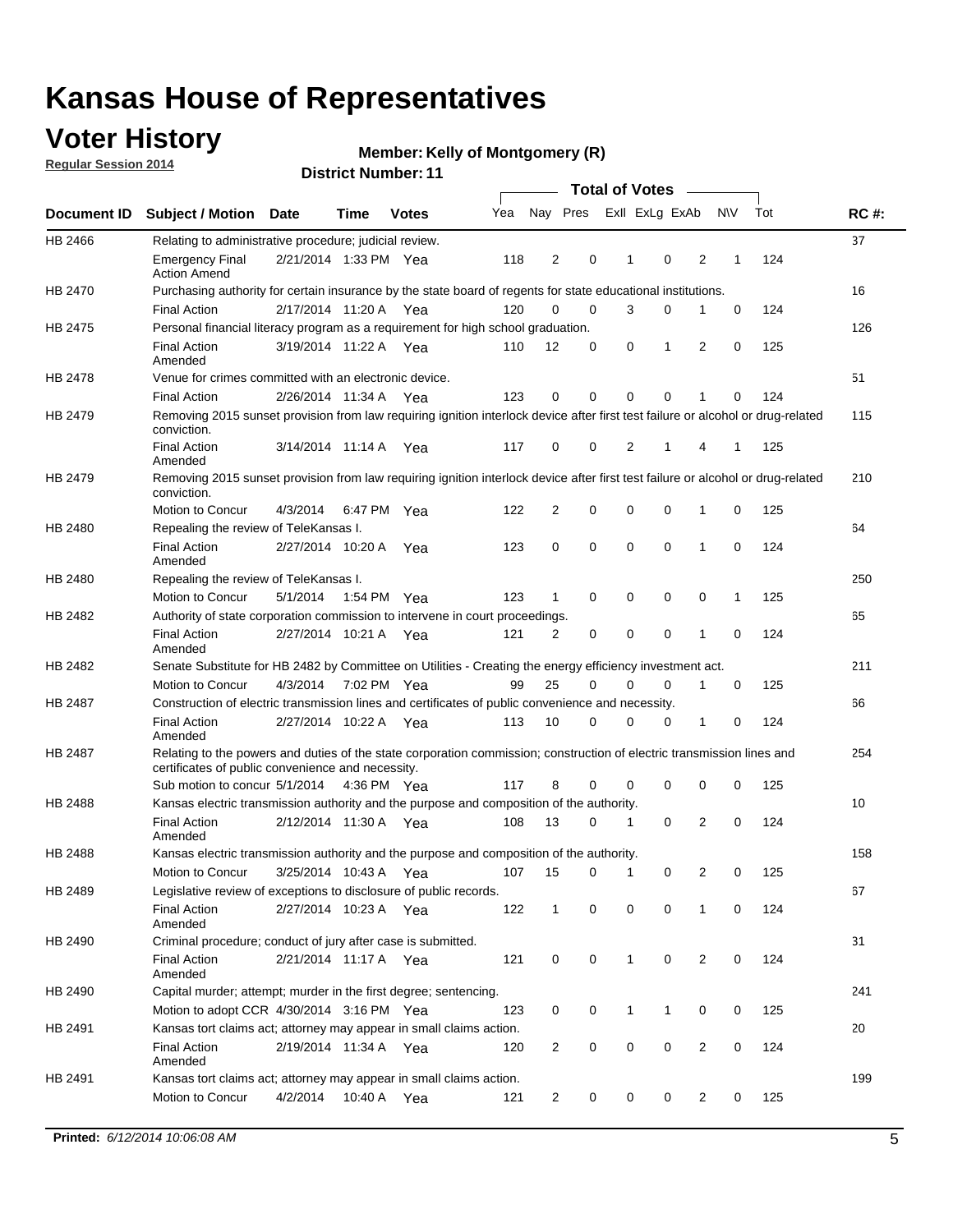# Kansas House of Representatives

## Voter History

**Regular Session 2014**

**Member: Kelly of Montgomery (R)**

**District Number: 11**

| Document ID | Subject / Motion | Date | Time | Votes | Yea | Nay | Pres | ExII | ExLg | ExAb | N\V | Tot | RC #: |
|---|---|---|---|---|---|---|---|---|---|---|---|---|---|
| HB 2466 | Relating to administrative procedure; judicial review. | | | | | | | | | | | | 37 |
| | Emergency Final Action Amend | 2/21/2014 | 1:33 PM | Yea | 118 | 2 | 0 | 1 | 0 | 2 | 1 | 124 | |
| HB 2470 | Purchasing authority for certain insurance by the state board of regents for state educational institutions. | | | | | | | | | | | | 16 |
| | Final Action | 2/17/2014 | 11:20 A | Yea | 120 | 0 | 0 | 3 | 0 | 1 | 0 | 124 | |
| HB 2475 | Personal financial literacy program as a requirement for high school graduation. | | | | | | | | | | | | 126 |
| | Final Action Amended | 3/19/2014 | 11:22 A | Yea | 110 | 12 | 0 | 0 | 1 | 2 | 0 | 125 | |
| HB 2478 | Venue for crimes committed with an electronic device. | | | | | | | | | | | | 51 |
| | Final Action | 2/26/2014 | 11:34 A | Yea | 123 | 0 | 0 | 0 | 0 | 1 | 0 | 124 | |
| HB 2479 | Removing 2015 sunset provision from law requiring ignition interlock device after first test failure or alcohol or drug-related conviction. | | | | | | | | | | | | 115 |
| | Final Action Amended | 3/14/2014 | 11:14 A | Yea | 117 | 0 | 0 | 2 | 1 | 4 | 1 | 125 | |
| HB 2479 | Removing 2015 sunset provision from law requiring ignition interlock device after first test failure or alcohol or drug-related conviction. | | | | | | | | | | | | 210 |
| | Motion to Concur | 4/3/2014 | 6:47 PM | Yea | 122 | 2 | 0 | 0 | 0 | 1 | 0 | 125 | |
| HB 2480 | Repealing the review of TeleKansas I. | | | | | | | | | | | | 64 |
| | Final Action Amended | 2/27/2014 | 10:20 A | Yea | 123 | 0 | 0 | 0 | 0 | 1 | 0 | 124 | |
| HB 2480 | Repealing the review of TeleKansas I. | | | | | | | | | | | | 250 |
| | Motion to Concur | 5/1/2014 | 1:54 PM | Yea | 123 | 1 | 0 | 0 | 0 | 0 | 1 | 125 | |
| HB 2482 | Authority of state corporation commission to intervene in court proceedings. | | | | | | | | | | | | 65 |
| | Final Action Amended | 2/27/2014 | 10:21 A | Yea | 121 | 2 | 0 | 0 | 0 | 1 | 0 | 124 | |
| HB 2482 | Senate Substitute for HB 2482 by Committee on Utilities - Creating the energy efficiency investment act. | | | | | | | | | | | | 211 |
| | Motion to Concur | 4/3/2014 | 7:02 PM | Yea | 99 | 25 | 0 | 0 | 0 | 1 | 0 | 125 | |
| HB 2487 | Construction of electric transmission lines and certificates of public convenience and necessity. | | | | | | | | | | | | 66 |
| | Final Action Amended | 2/27/2014 | 10:22 A | Yea | 113 | 10 | 0 | 0 | 0 | 1 | 0 | 124 | |
| HB 2487 | Relating to the powers and duties of the state corporation commission; construction of electric transmission lines and certificates of public convenience and necessity. | | | | | | | | | | | | 254 |
| | Sub motion to concur | 5/1/2014 | 4:36 PM | Yea | 117 | 8 | 0 | 0 | 0 | 0 | 0 | 125 | |
| HB 2488 | Kansas electric transmission authority and the purpose and composition of the authority. | | | | | | | | | | | | 10 |
| | Final Action Amended | 2/12/2014 | 11:30 A | Yea | 108 | 13 | 0 | 1 | 0 | 2 | 0 | 124 | |
| HB 2488 | Kansas electric transmission authority and the purpose and composition of the authority. | | | | | | | | | | | | 158 |
| | Motion to Concur | 3/25/2014 | 10:43 A | Yea | 107 | 15 | 0 | 1 | 0 | 2 | 0 | 125 | |
| HB 2489 | Legislative review of exceptions to disclosure of public records. | | | | | | | | | | | | 67 |
| | Final Action Amended | 2/27/2014 | 10:23 A | Yea | 122 | 1 | 0 | 0 | 0 | 1 | 0 | 124 | |
| HB 2490 | Criminal procedure; conduct of jury after case is submitted. | | | | | | | | | | | | 31 |
| | Final Action Amended | 2/21/2014 | 11:17 A | Yea | 121 | 0 | 0 | 1 | 0 | 2 | 0 | 124 | |
| HB 2490 | Capital murder; attempt; murder in the first degree; sentencing. | | | | | | | | | | | | 241 |
| | Motion to adopt CCR | 4/30/2014 | 3:16 PM | Yea | 123 | 0 | 0 | 1 | 1 | 0 | 0 | 125 | |
| HB 2491 | Kansas tort claims act; attorney may appear in small claims action. | | | | | | | | | | | | 20 |
| | Final Action Amended | 2/19/2014 | 11:34 A | Yea | 120 | 2 | 0 | 0 | 0 | 2 | 0 | 124 | |
| HB 2491 | Kansas tort claims act; attorney may appear in small claims action. | | | | | | | | | | | | 199 |
| | Motion to Concur | 4/2/2014 | 10:40 A | Yea | 121 | 2 | 0 | 0 | 0 | 2 | 0 | 125 | |

**Printed:** *6/12/2014 10:06:08 AM*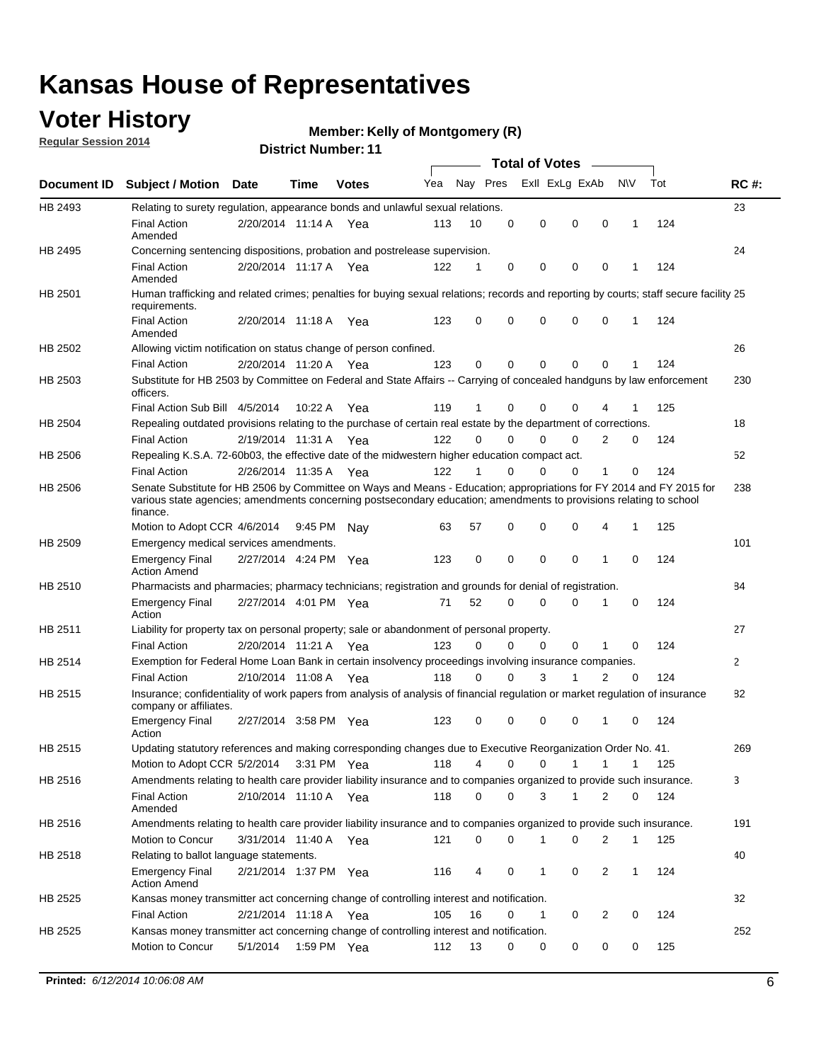# Kansas House of Representatives

## Voter History

**Regular Session 2014**

**Member: Kelly of Montgomery (R)**

**District Number: 11**

| Document ID | Subject / Motion | Date | Time | Votes | Yea | Nay | Pres | ExII | ExLg | ExAb | N\V | Tot | RC #: |
|---|---|---|---|---|---|---|---|---|---|---|---|---|---|
| HB 2493 | Relating to surety regulation, appearance bonds and unlawful sexual relations. | | | | | | | | | | | | 23 |
| | Final Action Amended | 2/20/2014 | 11:14 A | Yea | 113 | 10 | 0 | 0 | 0 | 0 | 1 | 124 | |
| HB 2495 | Concerning sentencing dispositions, probation and postrelease supervision. | | | | | | | | | | | | 24 |
| | Final Action Amended | 2/20/2014 | 11:17 A | Yea | 122 | 1 | 0 | 0 | 0 | 0 | 1 | 124 | |
| HB 2501 | Human trafficking and related crimes; penalties for buying sexual relations; records and reporting by courts; staff secure facility requirements. | | | | | | | | | | | | 25 |
| | Final Action Amended | 2/20/2014 | 11:18 A | Yea | 123 | 0 | 0 | 0 | 0 | 0 | 1 | 124 | |
| HB 2502 | Allowing victim notification on status change of person confined. | | | | | | | | | | | | 26 |
| | Final Action | 2/20/2014 | 11:20 A | Yea | 123 | 0 | 0 | 0 | 0 | 0 | 1 | 124 | |
| HB 2503 | Substitute for HB 2503 by Committee on Federal and State Affairs -- Carrying of concealed handguns by law enforcement officers. | | | | | | | | | | | | 230 |
| | Final Action Sub Bill | 4/5/2014 | 10:22 A | Yea | 119 | 1 | 0 | 0 | 0 | 4 | 1 | 125 | |
| HB 2504 | Repealing outdated provisions relating to the purchase of certain real estate by the department of corrections. | | | | | | | | | | | | 18 |
| | Final Action | 2/19/2014 | 11:31 A | Yea | 122 | 0 | 0 | 0 | 0 | 2 | 0 | 124 | |
| HB 2506 | Repealing K.S.A. 72-60b03, the effective date of the midwestern higher education compact act. | | | | | | | | | | | | 52 |
| | Final Action | 2/26/2014 | 11:35 A | Yea | 122 | 1 | 0 | 0 | 0 | 1 | 0 | 124 | |
| HB 2506 | Senate Substitute for HB 2506 by Committee on Ways and Means - Education; appropriations for FY 2014 and FY 2015 for various state agencies; amendments concerning postsecondary education; amendments to provisions relating to school finance. | | | | | | | | | | | | 238 |
| | Motion to Adopt CCR | 4/6/2014 | 9:45 PM | Nay | 63 | 57 | 0 | 0 | 0 | 4 | 1 | 125 | |
| HB 2509 | Emergency medical services amendments. | | | | | | | | | | | | 101 |
| | Emergency Final Action Amend | 2/27/2014 | 4:24 PM | Yea | 123 | 0 | 0 | 0 | 0 | 1 | 0 | 124 | |
| HB 2510 | Pharmacists and pharmacies; pharmacy technicians; registration and grounds for denial of registration. | | | | | | | | | | | | 84 |
| | Emergency Final Action | 2/27/2014 | 4:01 PM | Yea | 71 | 52 | 0 | 0 | 0 | 1 | 0 | 124 | |
| HB 2511 | Liability for property tax on personal property; sale or abandonment of personal property. | | | | | | | | | | | | 27 |
| | Final Action | 2/20/2014 | 11:21 A | Yea | 123 | 0 | 0 | 0 | 0 | 1 | 0 | 124 | |
| HB 2514 | Exemption for Federal Home Loan Bank in certain insolvency proceedings involving insurance companies. | | | | | | | | | | | | 2 |
| | Final Action | 2/10/2014 | 11:08 A | Yea | 118 | 0 | 0 | 3 | 1 | 2 | 0 | 124 | |
| HB 2515 | Insurance; confidentiality of work papers from analysis of analysis of financial regulation or market regulation of insurance company or affiliates. | | | | | | | | | | | | 82 |
| | Emergency Final Action | 2/27/2014 | 3:58 PM | Yea | 123 | 0 | 0 | 0 | 0 | 1 | 0 | 124 | |
| HB 2515 | Updating statutory references and making corresponding changes due to Executive Reorganization Order No. 41. | | | | | | | | | | | | 269 |
| | Motion to Adopt CCR | 5/2/2014 | 3:31 PM | Yea | 118 | 4 | 0 | 0 | 1 | 1 | 1 | 125 | |
| HB 2516 | Amendments relating to health care provider liability insurance and to companies organized to provide such insurance. | | | | | | | | | | | | 3 |
| | Final Action Amended | 2/10/2014 | 11:10 A | Yea | 118 | 0 | 0 | 3 | 1 | 2 | 0 | 124 | |
| HB 2516 | Amendments relating to health care provider liability insurance and to companies organized to provide such insurance. | | | | | | | | | | | | 191 |
| | Motion to Concur | 3/31/2014 | 11:40 A | Yea | 121 | 0 | 0 | 1 | 0 | 2 | 1 | 125 | |
| HB 2518 | Relating to ballot language statements. | | | | | | | | | | | | 40 |
| | Emergency Final Action Amend | 2/21/2014 | 1:37 PM | Yea | 116 | 4 | 0 | 1 | 0 | 2 | 1 | 124 | |
| HB 2525 | Kansas money transmitter act concerning change of controlling interest and notification. | | | | | | | | | | | | 32 |
| | Final Action | 2/21/2014 | 11:18 A | Yea | 105 | 16 | 0 | 1 | 0 | 2 | 0 | 124 | |
| HB 2525 | Kansas money transmitter act concerning change of controlling interest and notification. | | | | | | | | | | | | 252 |
| | Motion to Concur | 5/1/2014 | 1:59 PM | Yea | 112 | 13 | 0 | 0 | 0 | 0 | 0 | 125 | |

**Printed:** *6/12/2014 10:06:08 AM*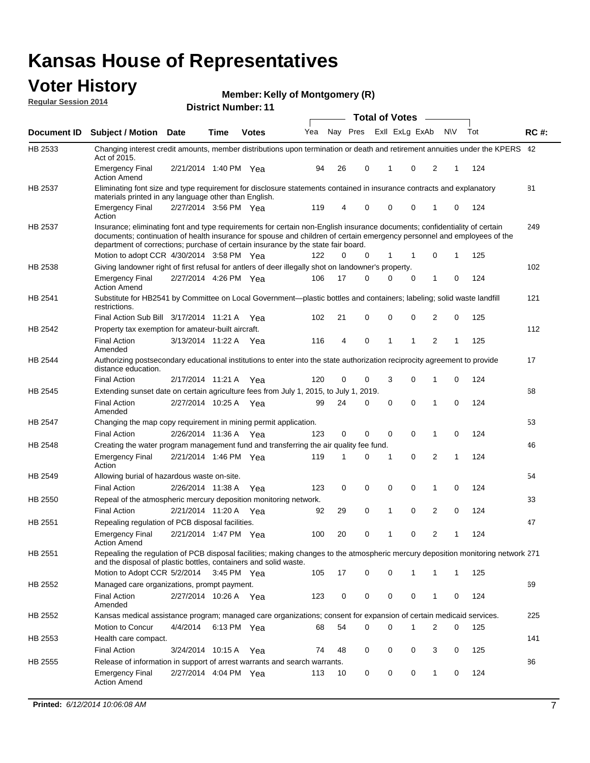# Kansas House of Representatives

## Voter History

**Regular Session 2014**

**Member: Kelly of Montgomery (R)**

**District Number: 11**

| Document ID | Subject / Motion | Date | Time | Votes | Yea | Nay | Pres | ExII | ExLg | ExAb | N\V | Tot | RC #: |
|---|---|---|---|---|---|---|---|---|---|---|---|---|---|
| HB 2533 | Changing interest credit amounts, member distributions upon termination or death and retirement annuities under the KPERS Act of 2015. | | | | | | | | | | | | 42 |
| | Emergency Final Action Amend | 2/21/2014 | 1:40 PM | Yea | 94 | 26 | 0 | 1 | 0 | 2 | 1 | 124 | |
| HB 2537 | Eliminating font size and type requirement for disclosure statements contained in insurance contracts and explanatory materials printed in any language other than English. | | | | | | | | | | | | 81 |
| | Emergency Final Action | 2/27/2014 | 3:56 PM | Yea | 119 | 4 | 0 | 0 | 0 | 1 | 0 | 124 | |
| HB 2537 | Insurance; eliminating font and type requirements for certain non-English insurance documents; confidentiality of certain documents; continuation of health insurance for spouse and children of certain emergency personnel and employees of the department of corrections; purchase of certain insurance by the state fair board. | | | | | | | | | | | | 249 |
| | Motion to adopt CCR | 4/30/2014 | 3:58 PM | Yea | 122 | 0 | 0 | 1 | 1 | 0 | 1 | 125 | |
| HB 2538 | Giving landowner right of first refusal for antlers of deer illegally shot on landowner's property. | | | | | | | | | | | | 102 |
| | Emergency Final Action Amend | 2/27/2014 | 4:26 PM | Yea | 106 | 17 | 0 | 0 | 0 | 1 | 0 | 124 | |
| HB 2541 | Substitute for HB2541 by Committee on Local Government—plastic bottles and containers; labeling; solid waste landfill restrictions. | | | | | | | | | | | | 121 |
| | Final Action Sub Bill | 3/17/2014 | 11:21 A | Yea | 102 | 21 | 0 | 0 | 0 | 2 | 0 | 125 | |
| HB 2542 | Property tax exemption for amateur-built aircraft. | | | | | | | | | | | | 112 |
| | Final Action Amended | 3/13/2014 | 11:22 A | Yea | 116 | 4 | 0 | 1 | 1 | 2 | 1 | 125 | |
| HB 2544 | Authorizing postsecondary educational institutions to enter into the state authorization reciprocity agreement to provide distance education. | | | | | | | | | | | | 17 |
| | Final Action | 2/17/2014 | 11:21 A | Yea | 120 | 0 | 0 | 3 | 0 | 1 | 0 | 124 | |
| HB 2545 | Extending sunset date on certain agriculture fees from July 1, 2015, to July 1, 2019. | | | | | | | | | | | | 68 |
| | Final Action Amended | 2/27/2014 | 10:25 A | Yea | 99 | 24 | 0 | 0 | 0 | 1 | 0 | 124 | |
| HB 2547 | Changing the map copy requirement in mining permit application. | | | | | | | | | | | | 53 |
| | Final Action | 2/26/2014 | 11:36 A | Yea | 123 | 0 | 0 | 0 | 0 | 1 | 0 | 124 | |
| HB 2548 | Creating the water program management fund and transferring the air quality fee fund. | | | | | | | | | | | | 46 |
| | Emergency Final Action | 2/21/2014 | 1:46 PM | Yea | 119 | 1 | 0 | 1 | 0 | 2 | 1 | 124 | |
| HB 2549 | Allowing burial of hazardous waste on-site. | | | | | | | | | | | | 54 |
| | Final Action | 2/26/2014 | 11:38 A | Yea | 123 | 0 | 0 | 0 | 0 | 1 | 0 | 124 | |
| HB 2550 | Repeal of the atmospheric mercury deposition monitoring network. | | | | | | | | | | | | 33 |
| | Final Action | 2/21/2014 | 11:20 A | Yea | 92 | 29 | 0 | 1 | 0 | 2 | 0 | 124 | |
| HB 2551 | Repealing regulation of PCB disposal facilities. | | | | | | | | | | | | 47 |
| | Emergency Final Action Amend | 2/21/2014 | 1:47 PM | Yea | 100 | 20 | 0 | 1 | 0 | 2 | 1 | 124 | |
| HB 2551 | Repealing the regulation of PCB disposal facilities; making changes to the atmospheric mercury deposition monitoring network and the disposal of plastic bottles, containers and solid waste. | | | | | | | | | | | | 271 |
| | Motion to Adopt CCR | 5/2/2014 | 3:45 PM | Yea | 105 | 17 | 0 | 0 | 1 | 1 | 1 | 125 | |
| HB 2552 | Managed care organizations, prompt payment. | | | | | | | | | | | | 69 |
| | Final Action Amended | 2/27/2014 | 10:26 A | Yea | 123 | 0 | 0 | 0 | 0 | 1 | 0 | 124 | |
| HB 2552 | Kansas medical assistance program; managed care organizations; consent for expansion of certain medicaid services. | | | | | | | | | | | | 225 |
| | Motion to Concur | 4/4/2014 | 6:13 PM | Yea | 68 | 54 | 0 | 0 | 1 | 2 | 0 | 125 | |
| HB 2553 | Health care compact. | | | | | | | | | | | | 141 |
| | Final Action | 3/24/2014 | 10:15 A | Yea | 74 | 48 | 0 | 0 | 0 | 3 | 0 | 125 | |
| HB 2555 | Release of information in support of arrest warrants and search warrants. | | | | | | | | | | | | 86 |
| | Emergency Final Action Amend | 2/27/2014 | 4:04 PM | Yea | 113 | 10 | 0 | 0 | 0 | 1 | 0 | 124 | |

**Printed:** *6/12/2014 10:06:08 AM*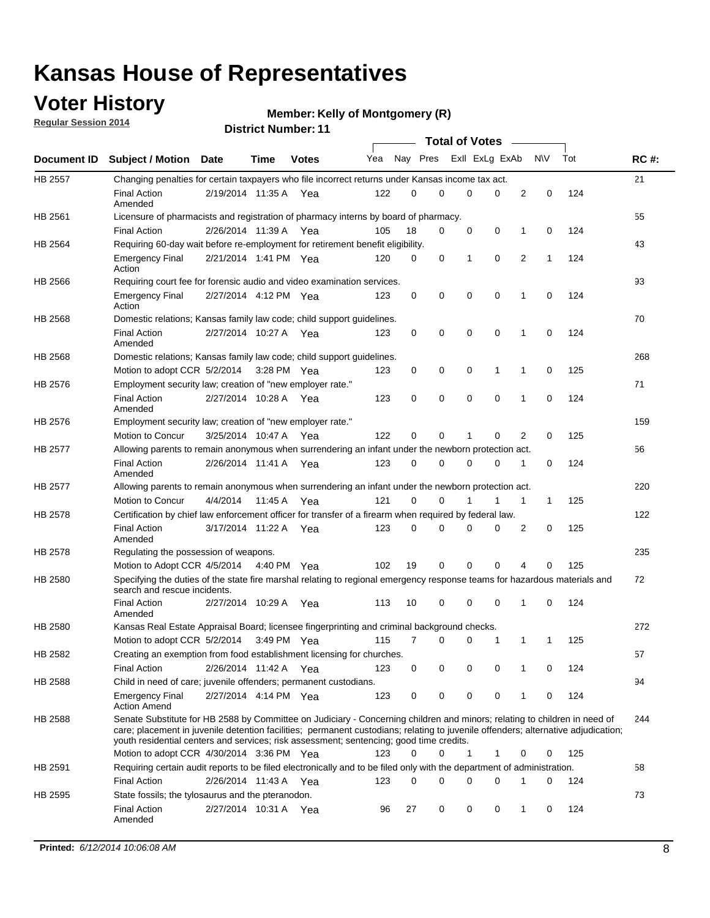# Kansas House of Representatives

## Voter History

**Regular Session 2014**

**Member: Kelly of Montgomery (R)**

**District Number: 11**

| Document ID | Subject / Motion | Date | Time | Votes | Yea | Nay | Pres | ExII | ExLg | ExAb | N\V | Tot | RC #: |
|---|---|---|---|---|---|---|---|---|---|---|---|---|---|
| HB 2557 | Changing penalties for certain taxpayers who file incorrect returns under Kansas income tax act. | | | | | | | | | | | | 21 |
| | Final Action Amended | 2/19/2014 | 11:35 A | Yea | 122 | 0 | 0 | 0 | 0 | 2 | 0 | 124 | |
| HB 2561 | Licensure of pharmacists and registration of pharmacy interns by board of pharmacy. | | | | | | | | | | | | 55 |
| | Final Action | 2/26/2014 | 11:39 A | Yea | 105 | 18 | 0 | 0 | 0 | 1 | 0 | 124 | |
| HB 2564 | Requiring 60-day wait before re-employment for retirement benefit eligibility. | | | | | | | | | | | | 43 |
| | Emergency Final Action | 2/21/2014 | 1:41 PM | Yea | 120 | 0 | 0 | 1 | 0 | 2 | 1 | 124 | |
| HB 2566 | Requiring court fee for forensic audio and video examination services. | | | | | | | | | | | | 93 |
| | Emergency Final Action | 2/27/2014 | 4:12 PM | Yea | 123 | 0 | 0 | 0 | 0 | 1 | 0 | 124 | |
| HB 2568 | Domestic relations; Kansas family law code; child support guidelines. | | | | | | | | | | | | 70 |
| | Final Action Amended | 2/27/2014 | 10:27 A | Yea | 123 | 0 | 0 | 0 | 0 | 1 | 0 | 124 | |
| HB 2568 | Domestic relations; Kansas family law code; child support guidelines. | | | | | | | | | | | | 268 |
| | Motion to adopt CCR | 5/2/2014 | 3:28 PM | Yea | 123 | 0 | 0 | 0 | 1 | 1 | 0 | 125 | |
| HB 2576 | Employment security law; creation of "new employer rate." | | | | | | | | | | | | 71 |
| | Final Action Amended | 2/27/2014 | 10:28 A | Yea | 123 | 0 | 0 | 0 | 0 | 1 | 0 | 124 | |
| HB 2576 | Employment security law; creation of "new employer rate." | | | | | | | | | | | | 159 |
| | Motion to Concur | 3/25/2014 | 10:47 A | Yea | 122 | 0 | 0 | 1 | 0 | 2 | 0 | 125 | |
| HB 2577 | Allowing parents to remain anonymous when surrendering an infant under the newborn protection act. | | | | | | | | | | | | 56 |
| | Final Action Amended | 2/26/2014 | 11:41 A | Yea | 123 | 0 | 0 | 0 | 0 | 1 | 0 | 124 | |
| HB 2577 | Allowing parents to remain anonymous when surrendering an infant under the newborn protection act. | | | | | | | | | | | | 220 |
| | Motion to Concur | 4/4/2014 | 11:45 A | Yea | 121 | 0 | 0 | 1 | 1 | 1 | 1 | 125 | |
| HB 2578 | Certification by chief law enforcement officer for transfer of a firearm when required by federal law. | | | | | | | | | | | | 122 |
| | Final Action Amended | 3/17/2014 | 11:22 A | Yea | 123 | 0 | 0 | 0 | 0 | 2 | 0 | 125 | |
| HB 2578 | Regulating the possession of weapons. | | | | | | | | | | | | 235 |
| | Motion to Adopt CCR | 4/5/2014 | 4:40 PM | Yea | 102 | 19 | 0 | 0 | 0 | 4 | 0 | 125 | |
| HB 2580 | Specifying the duties of the state fire marshal relating to regional emergency response teams for hazardous materials and search and rescue incidents. | | | | | | | | | | | | 72 |
| | Final Action Amended | 2/27/2014 | 10:29 A | Yea | 113 | 10 | 0 | 0 | 0 | 1 | 0 | 124 | |
| HB 2580 | Kansas Real Estate Appraisal Board; licensee fingerprinting and criminal background checks. | | | | | | | | | | | | 272 |
| | Motion to adopt CCR | 5/2/2014 | 3:49 PM | Yea | 115 | 7 | 0 | 0 | 1 | 1 | 1 | 125 | |
| HB 2582 | Creating an exemption from food establishment licensing for churches. | | | | | | | | | | | | 57 |
| | Final Action | 2/26/2014 | 11:42 A | Yea | 123 | 0 | 0 | 0 | 0 | 1 | 0 | 124 | |
| HB 2588 | Child in need of care; juvenile offenders; permanent custodians. | | | | | | | | | | | | 94 |
| | Emergency Final Action Amend | 2/27/2014 | 4:14 PM | Yea | 123 | 0 | 0 | 0 | 0 | 1 | 0 | 124 | |
| HB 2588 | Senate Substitute for HB 2588 by Committee on Judiciary - Concerning children and minors; relating to children in need of care; placement in juvenile detention facilities; permanent custodians; relating to juvenile offenders; alternative adjudication; youth residential centers and services; risk assessment; sentencing; good time credits. | | | | | | | | | | | | 244 |
| | Motion to adopt CCR | 4/30/2014 | 3:36 PM | Yea | 123 | 0 | 0 | 1 | 1 | 0 | 0 | 125 | |
| HB 2591 | Requiring certain audit reports to be filed electronically and to be filed only with the department of administration. | | | | | | | | | | | | 58 |
| | Final Action | 2/26/2014 | 11:43 A | Yea | 123 | 0 | 0 | 0 | 0 | 1 | 0 | 124 | |
| HB 2595 | State fossils; the tylosaurus and the pteranodon. | | | | | | | | | | | | 73 |
| | Final Action Amended | 2/27/2014 | 10:31 A | Yea | 96 | 27 | 0 | 0 | 0 | 1 | 0 | 124 | |

**Printed:** *6/12/2014 10:06:08 AM*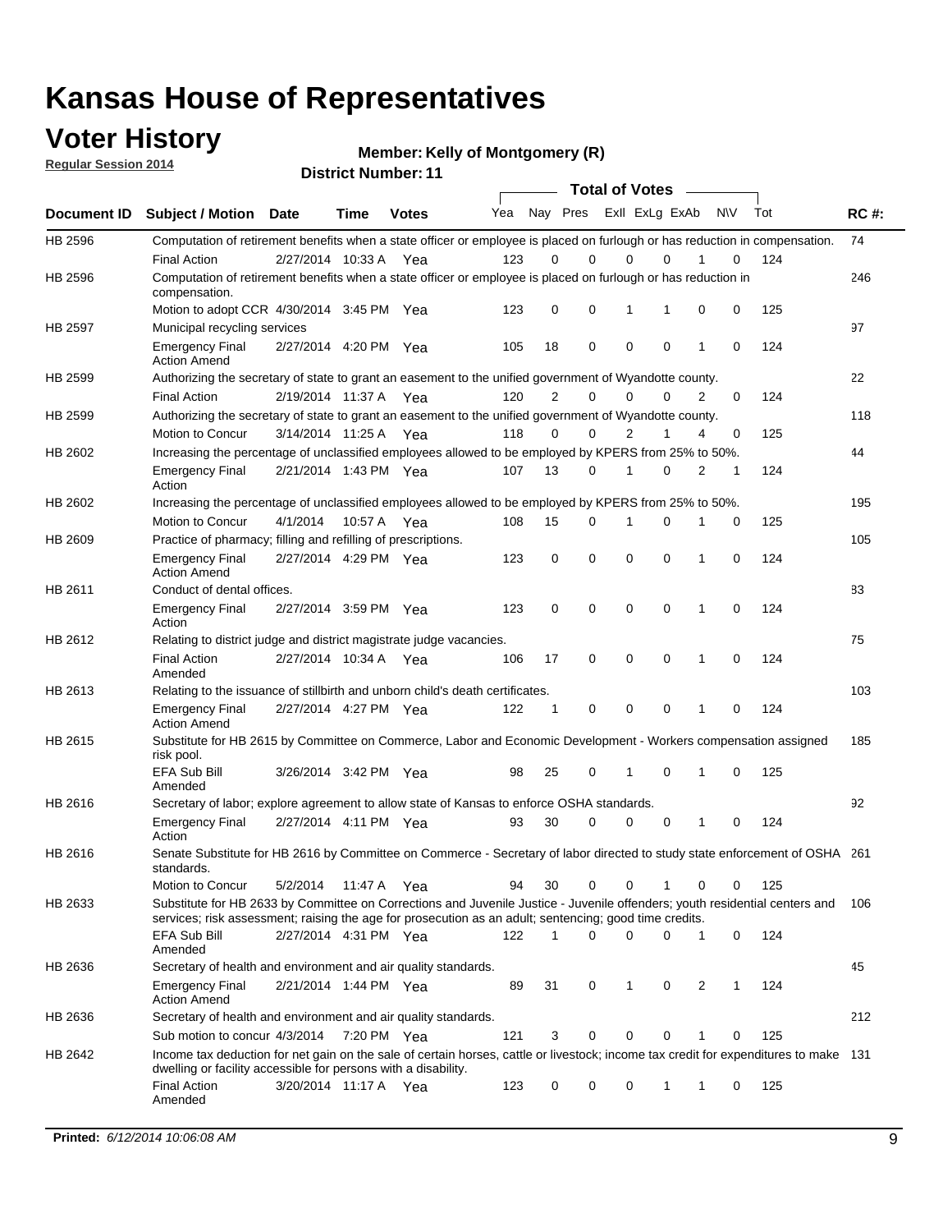# Kansas House of Representatives

## Voter History

**Regular Session 2014**

**Member: Kelly of Montgomery (R)**

**District Number: 11**

| Document ID | Subject / Motion | Date | Time | Votes | Yea | Nay | Pres | ExII | ExLg | ExAb | N\V | Tot | RC #: |
|---|---|---|---|---|---|---|---|---|---|---|---|---|---|
| HB 2596 | Computation of retirement benefits when a state officer or employee is placed on furlough or has reduction in compensation. | | | | | | | | | | | | 74 |
| | Final Action | 2/27/2014 | 10:33 A | Yea | 123 | 0 | 0 | 0 | 0 | 1 | 0 | 124 | |
| HB 2596 | Computation of retirement benefits when a state officer or employee is placed on furlough or has reduction in compensation. | | | | | | | | | | | | 246 |
| | Motion to adopt CCR | 4/30/2014 | 3:45 PM | Yea | 123 | 0 | 0 | 1 | 1 | 0 | 0 | 125 | |
| HB 2597 | Municipal recycling services | | | | | | | | | | | | 97 |
| | Emergency Final Action Amend | 2/27/2014 | 4:20 PM | Yea | 105 | 18 | 0 | 0 | 0 | 1 | 0 | 124 | |
| HB 2599 | Authorizing the secretary of state to grant an easement to the unified government of Wyandotte county. | | | | | | | | | | | | 22 |
| | Final Action | 2/19/2014 | 11:37 A | Yea | 120 | 2 | 0 | 0 | 0 | 2 | 0 | 124 | |
| HB 2599 | Authorizing the secretary of state to grant an easement to the unified government of Wyandotte county. | | | | | | | | | | | | 118 |
| | Motion to Concur | 3/14/2014 | 11:25 A | Yea | 118 | 0 | 0 | 2 | 1 | 4 | 0 | 125 | |
| HB 2602 | Increasing the percentage of unclassified employees allowed to be employed by KPERS from 25% to 50%. | | | | | | | | | | | | 44 |
| | Emergency Final Action | 2/21/2014 | 1:43 PM | Yea | 107 | 13 | 0 | 1 | 0 | 2 | 1 | 124 | |
| HB 2602 | Increasing the percentage of unclassified employees allowed to be employed by KPERS from 25% to 50%. | | | | | | | | | | | | 195 |
| | Motion to Concur | 4/1/2014 | 10:57 A | Yea | 108 | 15 | 0 | 1 | 0 | 1 | 0 | 125 | |
| HB 2609 | Practice of pharmacy; filling and refilling of prescriptions. | | | | | | | | | | | | 105 |
| | Emergency Final Action Amend | 2/27/2014 | 4:29 PM | Yea | 123 | 0 | 0 | 0 | 0 | 1 | 0 | 124 | |
| HB 2611 | Conduct of dental offices. | | | | | | | | | | | | 83 |
| | Emergency Final Action | 2/27/2014 | 3:59 PM | Yea | 123 | 0 | 0 | 0 | 0 | 1 | 0 | 124 | |
| HB 2612 | Relating to district judge and district magistrate judge vacancies. | | | | | | | | | | | | 75 |
| | Final Action Amended | 2/27/2014 | 10:34 A | Yea | 106 | 17 | 0 | 0 | 0 | 1 | 0 | 124 | |
| HB 2613 | Relating to the issuance of stillbirth and unborn child's death certificates. | | | | | | | | | | | | 103 |
| | Emergency Final Action Amend | 2/27/2014 | 4:27 PM | Yea | 122 | 1 | 0 | 0 | 0 | 1 | 0 | 124 | |
| HB 2615 | Substitute for HB 2615 by Committee on Commerce, Labor and Economic Development - Workers compensation assigned risk pool. | | | | | | | | | | | | 185 |
| | EFA Sub Bill Amended | 3/26/2014 | 3:42 PM | Yea | 98 | 25 | 0 | 1 | 0 | 1 | 0 | 125 | |
| HB 2616 | Secretary of labor; explore agreement to allow state of Kansas to enforce OSHA standards. | | | | | | | | | | | | 92 |
| | Emergency Final Action | 2/27/2014 | 4:11 PM | Yea | 93 | 30 | 0 | 0 | 0 | 1 | 0 | 124 | |
| HB 2616 | Senate Substitute for HB 2616 by Committee on Commerce - Secretary of labor directed to study state enforcement of OSHA standards. | | | | | | | | | | | | 261 |
| | Motion to Concur | 5/2/2014 | 11:47 A | Yea | 94 | 30 | 0 | 0 | 1 | 0 | 0 | 125 | |
| HB 2633 | Substitute for HB 2633 by Committee on Corrections and Juvenile Justice - Juvenile offenders; youth residential centers and services; risk assessment; raising the age for prosecution as an adult; sentencing; good time credits. | | | | | | | | | | | | 106 |
| | EFA Sub Bill Amended | 2/27/2014 | 4:31 PM | Yea | 122 | 1 | 0 | 0 | 0 | 1 | 0 | 124 | |
| HB 2636 | Secretary of health and environment and air quality standards. | | | | | | | | | | | | 45 |
| | Emergency Final Action Amend | 2/21/2014 | 1:44 PM | Yea | 89 | 31 | 0 | 1 | 0 | 2 | 1 | 124 | |
| HB 2636 | Secretary of health and environment and air quality standards. | | | | | | | | | | | | 212 |
| | Sub motion to concur | 4/3/2014 | 7:20 PM | Yea | 121 | 3 | 0 | 0 | 0 | 1 | 0 | 125 | |
| HB 2642 | Income tax deduction for net gain on the sale of certain horses, cattle or livestock; income tax credit for expenditures to make dwelling or facility accessible for persons with a disability. | | | | | | | | | | | | 131 |
| | Final Action Amended | 3/20/2014 | 11:17 A | Yea | 123 | 0 | 0 | 0 | 1 | 1 | 0 | 125 | |

**Printed:** *6/12/2014 10:06:08 AM*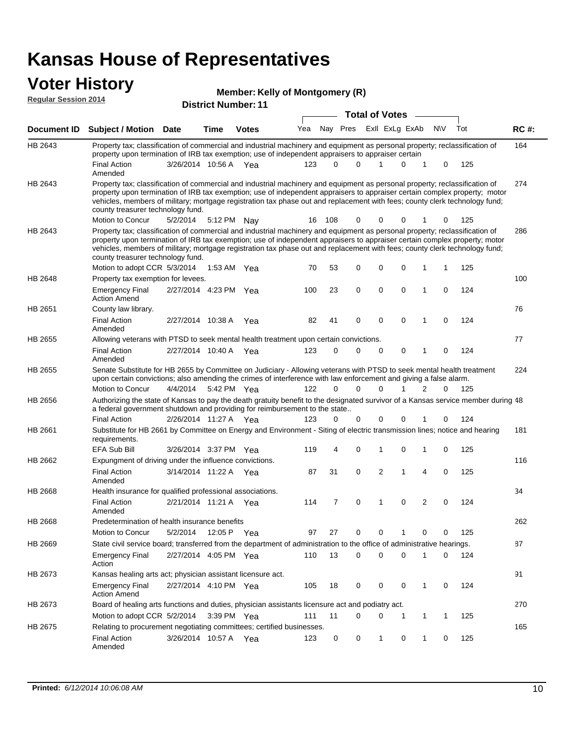# Kansas House of Representatives

## Voter History

**Regular Session 2014**

**Member: Kelly of Montgomery (R)**

**District Number: 11**

| Document ID | Subject / Motion | Date | Time | Votes | Yea | Nay | Pres | ExII | ExLg | ExAb | N\V | Tot | RC #: |
|---|---|---|---|---|---|---|---|---|---|---|---|---|---|
| HB 2643 | Property tax; classification of commercial and industrial machinery and equipment as personal property; reclassification of property upon termination of IRB tax exemption; use of independent appraisers to appraiser certain | | | | | | | | | | | | 164 |
| | Final Action Amended | 3/26/2014 | 10:56 A | Yea | 123 | 0 | 0 | 1 | 0 | 1 | 0 | 125 | |
| HB 2643 | Property tax; classification of commercial and industrial machinery and equipment as personal property; reclassification of property upon termination of IRB tax exemption; use of independent appraisers to appraiser certain complex property; motor vehicles, members of military; mortgage registration tax phase out and replacement with fees; county clerk technology fund; county treasurer technology fund. | | | | | | | | | | | | 274 |
| | Motion to Concur | 5/2/2014 | 5:12 PM | Nay | 16 | 108 | 0 | 0 | 0 | 1 | 0 | 125 | |
| HB 2643 | Property tax; classification of commercial and industrial machinery and equipment as personal property; reclassification of property upon termination of IRB tax exemption; use of independent appraisers to appraiser certain complex property; motor vehicles, members of military; mortgage registration tax phase out and replacement with fees; county clerk technology fund; county treasurer technology fund. | | | | | | | | | | | | 286 |
| | Motion to adopt CCR | 5/3/2014 | 1:53 AM | Yea | 70 | 53 | 0 | 0 | 0 | 1 | 1 | 125 | |
| HB 2648 | Property tax exemption for levees. | | | | | | | | | | | | 100 |
| | Emergency Final Action Amend | 2/27/2014 | 4:23 PM | Yea | 100 | 23 | 0 | 0 | 0 | 1 | 0 | 124 | |
| HB 2651 | County law library. | | | | | | | | | | | | 76 |
| | Final Action Amended | 2/27/2014 | 10:38 A | Yea | 82 | 41 | 0 | 0 | 0 | 1 | 0 | 124 | |
| HB 2655 | Allowing veterans with PTSD to seek mental health treatment upon certain convictions. | | | | | | | | | | | | 77 |
| | Final Action Amended | 2/27/2014 | 10:40 A | Yea | 123 | 0 | 0 | 0 | 0 | 1 | 0 | 124 | |
| HB 2655 | Senate Substitute for HB 2655 by Committee on Judiciary - Allowing veterans with PTSD to seek mental health treatment upon certain convictions; also amending the crimes of interference with law enforcement and giving a false alarm. | | | | | | | | | | | | 224 |
| | Motion to Concur | 4/4/2014 | 5:42 PM | Yea | 122 | 0 | 0 | 0 | 1 | 2 | 0 | 125 | |
| HB 2656 | Authorizing the state of Kansas to pay the death gratuity benefit to the designated survivor of a Kansas service member during a federal government shutdown and providing for reimbursement to the state.. | | | | | | | | | | | | 48 |
| | Final Action | 2/26/2014 | 11:27 A | Yea | 123 | 0 | 0 | 0 | 0 | 1 | 0 | 124 | |
| HB 2661 | Substitute for HB 2661 by Committee on Energy and Environment - Siting of electric transmission lines; notice and hearing requirements. | | | | | | | | | | | | 181 |
| | EFA Sub Bill | 3/26/2014 | 3:37 PM | Yea | 119 | 4 | 0 | 1 | 0 | 1 | 0 | 125 | |
| HB 2662 | Expungment of driving under the influence convictions. | | | | | | | | | | | | 116 |
| | Final Action Amended | 3/14/2014 | 11:22 A | Yea | 87 | 31 | 0 | 2 | 1 | 4 | 0 | 125 | |
| HB 2668 | Health insurance for qualified professional associations. | | | | | | | | | | | | 34 |
| | Final Action Amended | 2/21/2014 | 11:21 A | Yea | 114 | 7 | 0 | 1 | 0 | 2 | 0 | 124 | |
| HB 2668 | Predetermination of health insurance benefits | | | | | | | | | | | | 262 |
| | Motion to Concur | 5/2/2014 | 12:05 P | Yea | 97 | 27 | 0 | 0 | 1 | 0 | 0 | 125 | |
| HB 2669 | State civil service board; transferred from the department of administration to the office of administrative hearings. | | | | | | | | | | | | 87 |
| | Emergency Final Action | 2/27/2014 | 4:05 PM | Yea | 110 | 13 | 0 | 0 | 0 | 1 | 0 | 124 | |
| HB 2673 | Kansas healing arts act; physician assistant licensure act. | | | | | | | | | | | | 91 |
| | Emergency Final Action Amend | 2/27/2014 | 4:10 PM | Yea | 105 | 18 | 0 | 0 | 0 | 1 | 0 | 124 | |
| HB 2673 | Board of healing arts functions and duties, physician assistants licensure act and podiatry act. | | | | | | | | | | | | 270 |
| | Motion to adopt CCR | 5/2/2014 | 3:39 PM | Yea | 111 | 11 | 0 | 0 | 1 | 1 | 1 | 125 | |
| HB 2675 | Relating to procurement negotiating committees; certified businesses. | | | | | | | | | | | | 165 |
| | Final Action Amended | 3/26/2014 | 10:57 A | Yea | 123 | 0 | 0 | 1 | 0 | 1 | 0 | 125 | |

**Printed:** *6/12/2014 10:06:08 AM*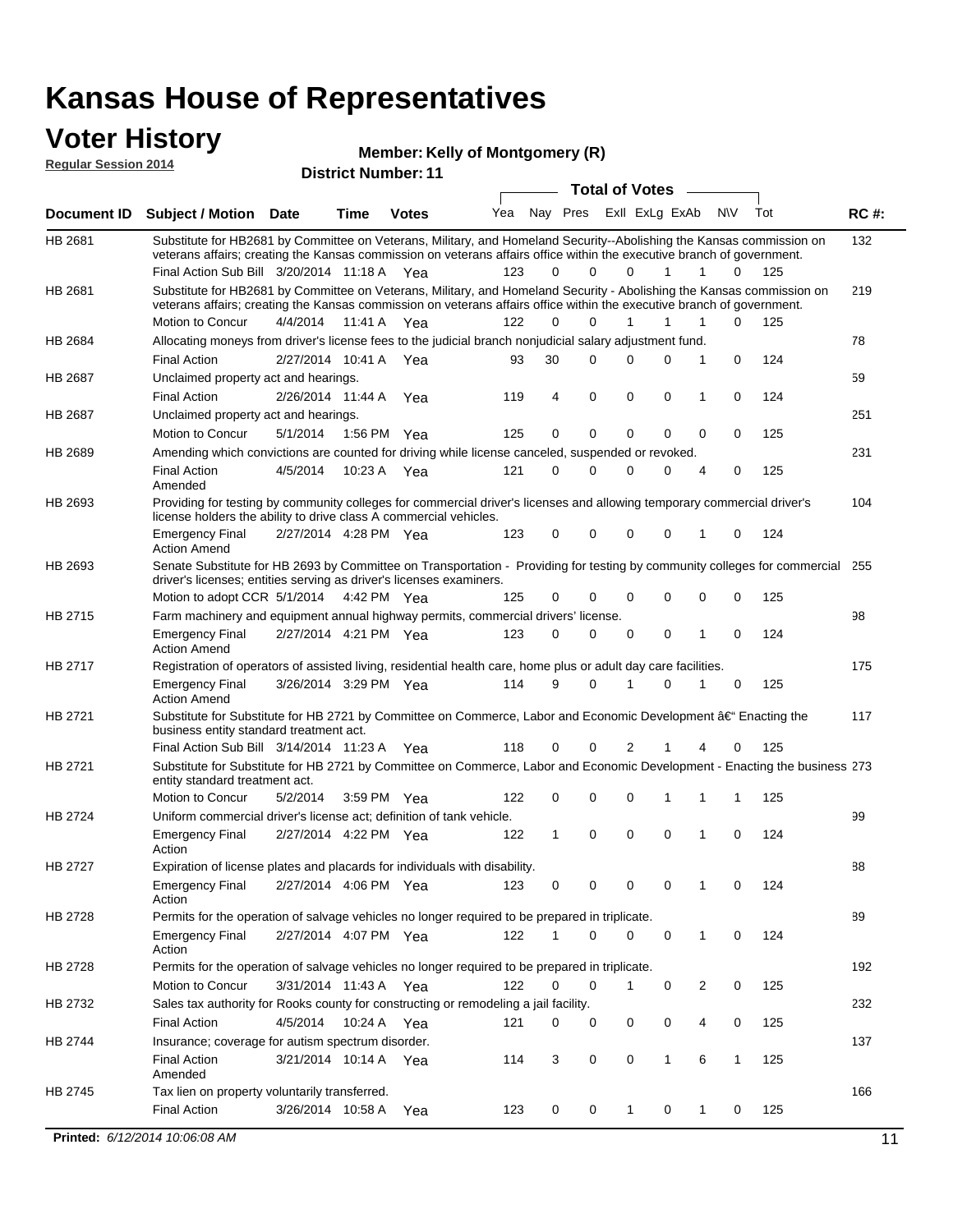# Kansas House of Representatives

## Voter History

**Regular Session 2014**

**Member: Kelly of Montgomery (R)**

**District Number: 11**

| Document ID | Subject / Motion | Date | Time | Votes | Yea | Nay | Pres | ExII | ExLg | ExAb | N\V | Tot | RC #: |
|---|---|---|---|---|---|---|---|---|---|---|---|---|---|
| HB 2681 | Substitute for HB2681 by Committee on Veterans, Military, and Homeland Security--Abolishing the Kansas commission on veterans affairs; creating the Kansas commission on veterans affairs office within the executive branch of government. | | | | | | | | | | | | 132 |
| | Final Action Sub Bill | 3/20/2014 | 11:18 A | Yea | 123 | 0 | 0 | 0 | 1 | 1 | 0 | 125 | |
| HB 2681 | Substitute for HB2681 by Committee on Veterans, Military, and Homeland Security - Abolishing the Kansas commission on veterans affairs; creating the Kansas commission on veterans affairs office within the executive branch of government. | | | | | | | | | | | | 219 |
| | Motion to Concur | 4/4/2014 | 11:41 A | Yea | 122 | 0 | 0 | 1 | 1 | 1 | 0 | 125 | |
| HB 2684 | Allocating moneys from driver's license fees to the judicial branch nonjudicial salary adjustment fund. | | | | | | | | | | | | 78 |
| | Final Action | 2/27/2014 | 10:41 A | Yea | 93 | 30 | 0 | 0 | 0 | 1 | 0 | 124 | |
| HB 2687 | Unclaimed property act and hearings. | | | | | | | | | | | | 59 |
| | Final Action | 2/26/2014 | 11:44 A | Yea | 119 | 4 | 0 | 0 | 0 | 1 | 0 | 124 | |
| HB 2687 | Unclaimed property act and hearings. | | | | | | | | | | | | 251 |
| | Motion to Concur | 5/1/2014 | 1:56 PM | Yea | 125 | 0 | 0 | 0 | 0 | 0 | 0 | 125 | |
| HB 2689 | Amending which convictions are counted for driving while license canceled, suspended or revoked. | | | | | | | | | | | | 231 |
| | Final Action Amended | 4/5/2014 | 10:23 A | Yea | 121 | 0 | 0 | 0 | 0 | 4 | 0 | 125 | |
| HB 2693 | Providing for testing by community colleges for commercial driver's licenses and allowing temporary commercial driver's license holders the ability to drive class A commercial vehicles. | | | | | | | | | | | | 104 |
| | Emergency Final Action Amend | 2/27/2014 | 4:28 PM | Yea | 123 | 0 | 0 | 0 | 0 | 1 | 0 | 124 | |
| HB 2693 | Senate Substitute for HB 2693 by Committee on Transportation - Providing for testing by community colleges for commercial driver's licenses; entities serving as driver's licenses examiners. | | | | | | | | | | | | 255 |
| | Motion to adopt CCR | 5/1/2014 | 4:42 PM | Yea | 125 | 0 | 0 | 0 | 0 | 0 | 0 | 125 | |
| HB 2715 | Farm machinery and equipment annual highway permits, commercial drivers' license. | | | | | | | | | | | | 98 |
| | Emergency Final Action Amend | 2/27/2014 | 4:21 PM | Yea | 123 | 0 | 0 | 0 | 0 | 1 | 0 | 124 | |
| HB 2717 | Registration of operators of assisted living, residential health care, home plus or adult day care facilities. | | | | | | | | | | | | 175 |
| | Emergency Final Action Amend | 3/26/2014 | 3:29 PM | Yea | 114 | 9 | 0 | 1 | 0 | 1 | 0 | 125 | |
| HB 2721 | Substitute for Substitute for HB 2721 by Committee on Commerce, Labor and Economic Development â€“ Enacting the business entity standard treatment act. | | | | | | | | | | | | 117 |
| | Final Action Sub Bill | 3/14/2014 | 11:23 A | Yea | 118 | 0 | 0 | 2 | 1 | 4 | 0 | 125 | |
| HB 2721 | Substitute for Substitute for HB 2721 by Committee on Commerce, Labor and Economic Development - Enacting the business entity standard treatment act. | | | | | | | | | | | | 273 |
| | Motion to Concur | 5/2/2014 | 3:59 PM | Yea | 122 | 0 | 0 | 0 | 1 | 1 | 1 | 125 | |
| HB 2724 | Uniform commercial driver's license act; definition of tank vehicle. | | | | | | | | | | | | 99 |
| | Emergency Final Action | 2/27/2014 | 4:22 PM | Yea | 122 | 1 | 0 | 0 | 0 | 1 | 0 | 124 | |
| HB 2727 | Expiration of license plates and placards for individuals with disability. | | | | | | | | | | | | 88 |
| | Emergency Final Action | 2/27/2014 | 4:06 PM | Yea | 123 | 0 | 0 | 0 | 0 | 1 | 0 | 124 | |
| HB 2728 | Permits for the operation of salvage vehicles no longer required to be prepared in triplicate. | | | | | | | | | | | | 89 |
| | Emergency Final Action | 2/27/2014 | 4:07 PM | Yea | 122 | 1 | 0 | 0 | 0 | 1 | 0 | 124 | |
| HB 2728 | Permits for the operation of salvage vehicles no longer required to be prepared in triplicate. | | | | | | | | | | | | 192 |
| | Motion to Concur | 3/31/2014 | 11:43 A | Yea | 122 | 0 | 0 | 1 | 0 | 2 | 0 | 125 | |
| HB 2732 | Sales tax authority for Rooks county for constructing or remodeling a jail facility. | | | | | | | | | | | | 232 |
| | Final Action | 4/5/2014 | 10:24 A | Yea | 121 | 0 | 0 | 0 | 0 | 4 | 0 | 125 | |
| HB 2744 | Insurance; coverage for autism spectrum disorder. | | | | | | | | | | | | 137 |
| | Final Action Amended | 3/21/2014 | 10:14 A | Yea | 114 | 3 | 0 | 0 | 1 | 6 | 1 | 125 | |
| HB 2745 | Tax lien on property voluntarily transferred. | | | | | | | | | | | | 166 |
| | Final Action | 3/26/2014 | 10:58 A | Yea | 123 | 0 | 0 | 1 | 0 | 1 | 0 | 125 | |

**Printed:** *6/12/2014 10:06:08 AM*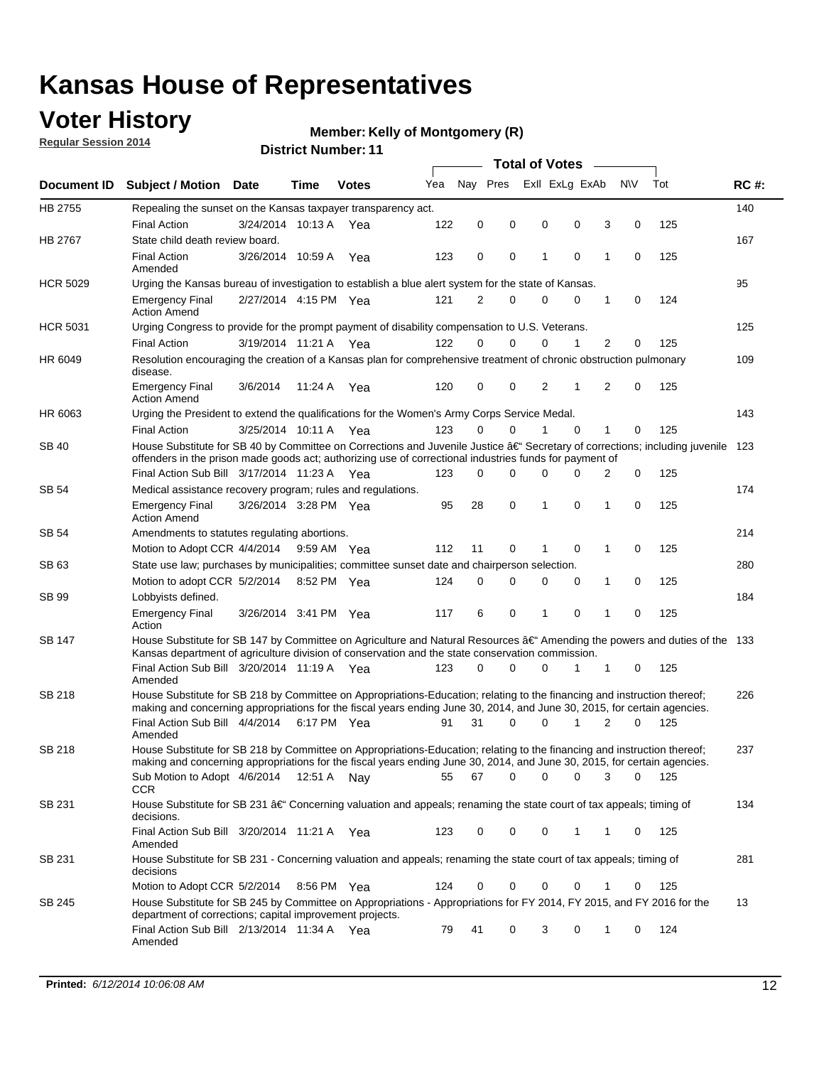# Kansas House of Representatives

## Voter History

**Regular Session 2014**

**Member: Kelly of Montgomery (R)**

**District Number: 11**

| Document ID | Subject / Motion | Date | Time | Votes | Yea | Nay | Pres | ExII | ExLg | ExAb | N\V | Tot | RC #: |
|---|---|---|---|---|---|---|---|---|---|---|---|---|---|
| HB 2755 | Repealing the sunset on the Kansas taxpayer transparency act. | | | | | | | | | | | | 140 |
| | Final Action | 3/24/2014 | 10:13 A | Yea | 122 | 0 | 0 | 0 | 0 | 3 | 0 | 125 | |
| HB 2767 | State child death review board. | | | | | | | | | | | | 167 |
| | Final Action Amended | 3/26/2014 | 10:59 A | Yea | 123 | 0 | 0 | 1 | 0 | 1 | 0 | 125 | |
| HCR 5029 | Urging the Kansas bureau of investigation to establish a blue alert system for the state of Kansas. | | | | | | | | | | | | 95 |
| | Emergency Final Action Amend | 2/27/2014 | 4:15 PM | Yea | 121 | 2 | 0 | 0 | 0 | 1 | 0 | 124 | |
| HCR 5031 | Urging Congress to provide for the prompt payment of disability compensation to U.S. Veterans. | | | | | | | | | | | | 125 |
| | Final Action | 3/19/2014 | 11:21 A | Yea | 122 | 0 | 0 | 0 | 1 | 2 | 0 | 125 | |
| HR 6049 | Resolution encouraging the creation of a Kansas plan for comprehensive treatment of chronic obstruction pulmonary disease. | | | | | | | | | | | | 109 |
| | Emergency Final Action Amend | 3/6/2014 | 11:24 A | Yea | 120 | 0 | 0 | 2 | 1 | 2 | 0 | 125 | |
| HR 6063 | Urging the President to extend the qualifications for the Women's Army Corps Service Medal. | | | | | | | | | | | | 143 |
| | Final Action | 3/25/2014 | 10:11 A | Yea | 123 | 0 | 0 | 1 | 0 | 1 | 0 | 125 | |
| SB 40 | House Substitute for SB 40 by Committee on Corrections and Juvenile Justice â€" Secretary of corrections; including juvenile offenders in the prison made goods act; authorizing use of correctional industries funds for payment of | | | | | | | | | | | | 123 |
| | Final Action Sub Bill | 3/17/2014 | 11:23 A | Yea | 123 | 0 | 0 | 0 | 0 | 2 | 0 | 125 | |
| SB 54 | Medical assistance recovery program; rules and regulations. | | | | | | | | | | | | 174 |
| | Emergency Final Action Amend | 3/26/2014 | 3:28 PM | Yea | 95 | 28 | 0 | 1 | 0 | 1 | 0 | 125 | |
| SB 54 | Amendments to statutes regulating abortions. | | | | | | | | | | | | 214 |
| | Motion to Adopt CCR | 4/4/2014 | 9:59 AM | Yea | 112 | 11 | 0 | 1 | 0 | 1 | 0 | 125 | |
| SB 63 | State use law; purchases by municipalities; committee sunset date and chairperson selection. | | | | | | | | | | | | 280 |
| | Motion to adopt CCR | 5/2/2014 | 8:52 PM | Yea | 124 | 0 | 0 | 0 | 0 | 1 | 0 | 125 | |
| SB 99 | Lobbyists defined. | | | | | | | | | | | | 184 |
| | Emergency Final Action | 3/26/2014 | 3:41 PM | Yea | 117 | 6 | 0 | 1 | 0 | 1 | 0 | 125 | |
| SB 147 | House Substitute for SB 147 by Committee on Agriculture and Natural Resources â€" Amending the powers and duties of the Kansas department of agriculture division of conservation and the state conservation commission. | | | | | | | | | | | | 133 |
| | Final Action Sub Bill Amended | 3/20/2014 | 11:19 A | Yea | 123 | 0 | 0 | 0 | 1 | 1 | 0 | 125 | |
| SB 218 | House Substitute for SB 218 by Committee on Appropriations-Education; relating to the financing and instruction thereof; making and concerning appropriations for the fiscal years ending June 30, 2014, and June 30, 2015, for certain agencies. | | | | | | | | | | | | 226 |
| | Final Action Sub Bill Amended | 4/4/2014 | 6:17 PM | Yea | 91 | 31 | 0 | 0 | 1 | 2 | 0 | 125 | |
| SB 218 | House Substitute for SB 218 by Committee on Appropriations-Education; relating to the financing and instruction thereof; making and concerning appropriations for the fiscal years ending June 30, 2014, and June 30, 2015, for certain agencies. | | | | | | | | | | | | 237 |
| | Sub Motion to Adopt CCR | 4/6/2014 | 12:51 A | Nay | 55 | 67 | 0 | 0 | 0 | 3 | 0 | 125 | |
| SB 231 | House Substitute for SB 231 â€" Concerning valuation and appeals; renaming the state court of tax appeals; timing of decisions. | | | | | | | | | | | | 134 |
| | Final Action Sub Bill Amended | 3/20/2014 | 11:21 A | Yea | 123 | 0 | 0 | 0 | 1 | 1 | 0 | 125 | |
| SB 231 | House Substitute for SB 231 - Concerning valuation and appeals; renaming the state court of tax appeals; timing of decisions | | | | | | | | | | | | 281 |
| | Motion to Adopt CCR | 5/2/2014 | 8:56 PM | Yea | 124 | 0 | 0 | 0 | 0 | 1 | 0 | 125 | |
| SB 245 | House Substitute for SB 245 by Committee on Appropriations - Appropriations for FY 2014, FY 2015, and FY 2016 for the department of corrections; capital improvement projects. | | | | | | | | | | | | 13 |
| | Final Action Sub Bill Amended | 2/13/2014 | 11:34 A | Yea | 79 | 41 | 0 | 3 | 0 | 1 | 0 | 124 | |

**Printed:** *6/12/2014 10:06:08 AM*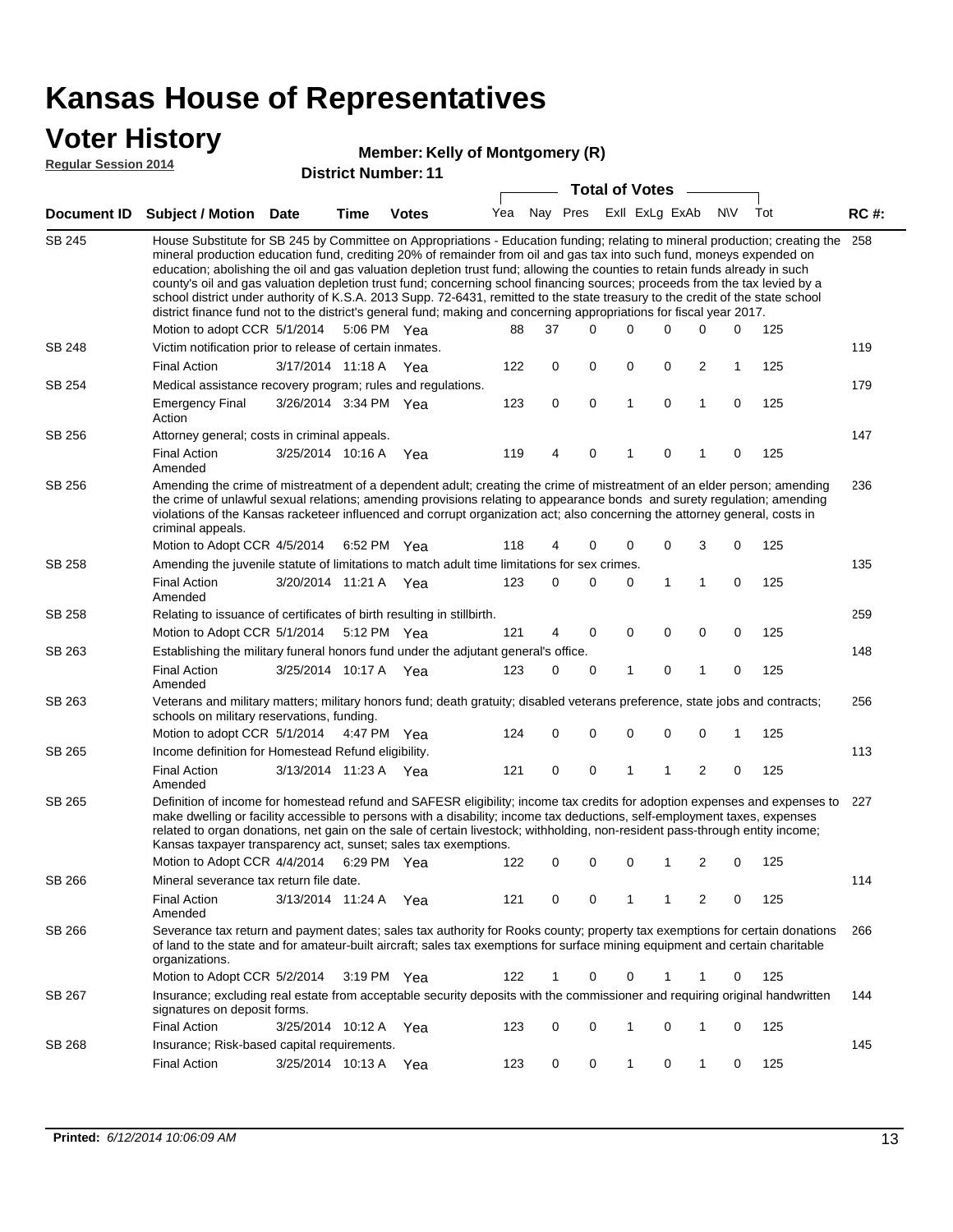# Kansas House of Representatives

## Voter History

**Regular Session 2014**

**Member: Kelly of Montgomery (R)**

**District Number: 11**

| Document ID | Subject / Motion | Date | Time | Votes | Yea | Nay | Pres | ExII | ExLg | ExAb | N\V | Tot | RC #: |
|---|---|---|---|---|---|---|---|---|---|---|---|---|---|
| SB 245 | House Substitute for SB 245 by Committee on Appropriations - Education funding; relating to mineral production; creating the mineral production education fund, crediting 20% of remainder from oil and gas tax into such fund, moneys expended on education; abolishing the oil and gas valuation depletion trust fund; allowing the counties to retain funds already in such county's oil and gas valuation depletion trust fund; concerning school financing sources; proceeds from the tax levied by a school district under authority of K.S.A. 2013 Supp. 72-6431, remitted to the state treasury to the credit of the state school district finance fund not to the district's general fund; making and concerning appropriations for fiscal year 2017. | | | | | | | | | | | | 258 |
| | Motion to adopt CCR | 5/1/2014 | 5:06 PM | Yea | 88 | 37 | 0 | 0 | 0 | 0 | 0 | 125 | |
| SB 248 | Victim notification prior to release of certain inmates. | | | | | | | | | | | | 119 |
| | Final Action | 3/17/2014 | 11:18 A | Yea | 122 | 0 | 0 | 0 | 0 | 2 | 1 | 125 | |
| SB 254 | Medical assistance recovery program; rules and regulations. | | | | | | | | | | | | 179 |
| | Emergency Final Action | 3/26/2014 | 3:34 PM | Yea | 123 | 0 | 0 | 1 | 0 | 1 | 0 | 125 | |
| SB 256 | Attorney general; costs in criminal appeals. | | | | | | | | | | | | 147 |
| | Final Action Amended | 3/25/2014 | 10:16 A | Yea | 119 | 4 | 0 | 1 | 0 | 1 | 0 | 125 | |
| SB 256 | Amending the crime of mistreatment of a dependent adult; creating the crime of mistreatment of an elder person; amending the crime of unlawful sexual relations; amending provisions relating to appearance bonds and surety regulation; amending violations of the Kansas racketeer influenced and corrupt organization act; also concerning the attorney general, costs in criminal appeals. | | | | | | | | | | | | 236 |
| | Motion to Adopt CCR | 4/5/2014 | 6:52 PM | Yea | 118 | 4 | 0 | 0 | 0 | 3 | 0 | 125 | |
| SB 258 | Amending the juvenile statute of limitations to match adult time limitations for sex crimes. | | | | | | | | | | | | 135 |
| | Final Action Amended | 3/20/2014 | 11:21 A | Yea | 123 | 0 | 0 | 0 | 1 | 1 | 0 | 125 | |
| SB 258 | Relating to issuance of certificates of birth resulting in stillbirth. | | | | | | | | | | | | 259 |
| | Motion to Adopt CCR | 5/1/2014 | 5:12 PM | Yea | 121 | 4 | 0 | 0 | 0 | 0 | 0 | 125 | |
| SB 263 | Establishing the military funeral honors fund under the adjutant general's office. | | | | | | | | | | | | 148 |
| | Final Action Amended | 3/25/2014 | 10:17 A | Yea | 123 | 0 | 0 | 1 | 0 | 1 | 0 | 125 | |
| SB 263 | Veterans and military matters; military honors fund; death gratuity; disabled veterans preference, state jobs and contracts; schools on military reservations, funding. | | | | | | | | | | | | 256 |
| | Motion to adopt CCR | 5/1/2014 | 4:47 PM | Yea | 124 | 0 | 0 | 0 | 0 | 0 | 1 | 125 | |
| SB 265 | Income definition for Homestead Refund eligibility. | | | | | | | | | | | | 113 |
| | Final Action Amended | 3/13/2014 | 11:23 A | Yea | 121 | 0 | 0 | 1 | 1 | 2 | 0 | 125 | |
| SB 265 | Definition of income for homestead refund and SAFESR eligibility; income tax credits for adoption expenses and expenses to make dwelling or facility accessible to persons with a disability; income tax deductions, self-employment taxes, expenses related to organ donations, net gain on the sale of certain livestock; withholding, non-resident pass-through entity income; Kansas taxpayer transparency act, sunset; sales tax exemptions. | | | | | | | | | | | | 227 |
| | Motion to Adopt CCR | 4/4/2014 | 6:29 PM | Yea | 122 | 0 | 0 | 0 | 1 | 2 | 0 | 125 | |
| SB 266 | Mineral severance tax return file date. | | | | | | | | | | | | 114 |
| | Final Action Amended | 3/13/2014 | 11:24 A | Yea | 121 | 0 | 0 | 1 | 1 | 2 | 0 | 125 | |
| SB 266 | Severance tax return and payment dates; sales tax authority for Rooks county; property tax exemptions for certain donations of land to the state and for amateur-built aircraft; sales tax exemptions for surface mining equipment and certain charitable organizations. | | | | | | | | | | | | 266 |
| | Motion to Adopt CCR | 5/2/2014 | 3:19 PM | Yea | 122 | 1 | 0 | 0 | 1 | 1 | 0 | 125 | |
| SB 267 | Insurance; excluding real estate from acceptable security deposits with the commissioner and requiring original handwritten signatures on deposit forms. | | | | | | | | | | | | 144 |
| | Final Action | 3/25/2014 | 10:12 A | Yea | 123 | 0 | 0 | 1 | 0 | 1 | 0 | 125 | |
| SB 268 | Insurance; Risk-based capital requirements. | | | | | | | | | | | | 145 |
| | Final Action | 3/25/2014 | 10:13 A | Yea | 123 | 0 | 0 | 1 | 0 | 1 | 0 | 125 | |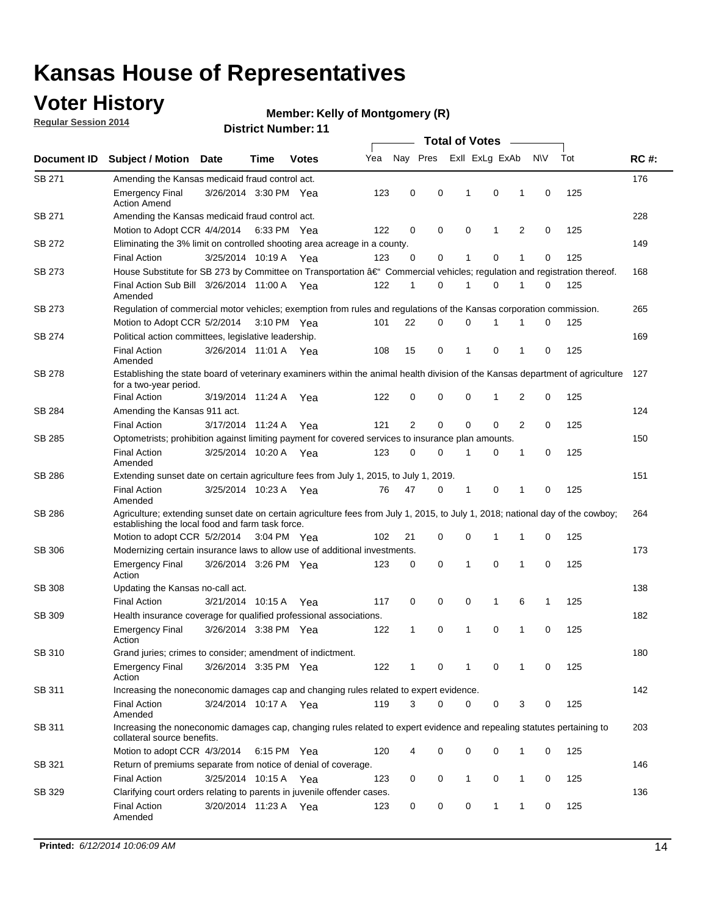# Kansas House of Representatives

## Voter History

**Regular Session 2014**

**Member: Kelly of Montgomery (R)**

**District Number: 11**

| Document ID | Subject / Motion | Date | Time | Votes | Yea | Nay | Pres | ExII | ExLg | ExAb | N\V | Tot | RC #: |
|---|---|---|---|---|---|---|---|---|---|---|---|---|---|
| SB 271 | Amending the Kansas medicaid fraud control act. | | | | | | | | | | | | 176 |
| | Emergency Final Action Amend | 3/26/2014 | 3:30 PM | Yea | 123 | 0 | 0 | 1 | 0 | 1 | 0 | 125 | |
| SB 271 | Amending the Kansas medicaid fraud control act. | | | | | | | | | | | | 228 |
| | Motion to Adopt CCR | 4/4/2014 | 6:33 PM | Yea | 122 | 0 | 0 | 0 | 1 | 2 | 0 | 125 | |
| SB 272 | Eliminating the 3% limit on controlled shooting area acreage in a county. | | | | | | | | | | | | 149 |
| | Final Action | 3/25/2014 | 10:19 A | Yea | 123 | 0 | 0 | 1 | 0 | 1 | 0 | 125 | |
| SB 273 | House Substitute for SB 273 by Committee on Transportation â€" Commercial vehicles; regulation and registration thereof. | | | | | | | | | | | | 168 |
| | Final Action Sub Bill Amended | 3/26/2014 | 11:00 A | Yea | 122 | 1 | 0 | 1 | 0 | 1 | 0 | 125 | |
| SB 273 | Regulation of commercial motor vehicles; exemption from rules and regulations of the Kansas corporation commission. | | | | | | | | | | | | 265 |
| | Motion to Adopt CCR | 5/2/2014 | 3:10 PM | Yea | 101 | 22 | 0 | 0 | 1 | 1 | 0 | 125 | |
| SB 274 | Political action committees, legislative leadership. | | | | | | | | | | | | 169 |
| | Final Action Amended | 3/26/2014 | 11:01 A | Yea | 108 | 15 | 0 | 1 | 0 | 1 | 0 | 125 | |
| SB 278 | Establishing the state board of veterinary examiners within the animal health division of the Kansas department of agriculture for a two-year period. | | | | | | | | | | | | 127 |
| | Final Action | 3/19/2014 | 11:24 A | Yea | 122 | 0 | 0 | 0 | 1 | 2 | 0 | 125 | |
| SB 284 | Amending the Kansas 911 act. | | | | | | | | | | | | 124 |
| | Final Action | 3/17/2014 | 11:24 A | Yea | 121 | 2 | 0 | 0 | 0 | 2 | 0 | 125 | |
| SB 285 | Optometrists; prohibition against limiting payment for covered services to insurance plan amounts. | | | | | | | | | | | | 150 |
| | Final Action Amended | 3/25/2014 | 10:20 A | Yea | 123 | 0 | 0 | 1 | 0 | 1 | 0 | 125 | |
| SB 286 | Extending sunset date on certain agriculture fees from July 1, 2015, to July 1, 2019. | | | | | | | | | | | | 151 |
| | Final Action Amended | 3/25/2014 | 10:23 A | Yea | 76 | 47 | 0 | 1 | 0 | 1 | 0 | 125 | |
| SB 286 | Agriculture; extending sunset date on certain agriculture fees from July 1, 2015, to July 1, 2018; national day of the cowboy; establishing the local food and farm task force. | | | | | | | | | | | | 264 |
| | Motion to adopt CCR | 5/2/2014 | 3:04 PM | Yea | 102 | 21 | 0 | 0 | 1 | 1 | 0 | 125 | |
| SB 306 | Modernizing certain insurance laws to allow use of additional investments. | | | | | | | | | | | | 173 |
| | Emergency Final Action | 3/26/2014 | 3:26 PM | Yea | 123 | 0 | 0 | 1 | 0 | 1 | 0 | 125 | |
| SB 308 | Updating the Kansas no-call act. | | | | | | | | | | | | 138 |
| | Final Action | 3/21/2014 | 10:15 A | Yea | 117 | 0 | 0 | 0 | 1 | 6 | 1 | 125 | |
| SB 309 | Health insurance coverage for qualified professional associations. | | | | | | | | | | | | 182 |
| | Emergency Final Action | 3/26/2014 | 3:38 PM | Yea | 122 | 1 | 0 | 1 | 0 | 1 | 0 | 125 | |
| SB 310 | Grand juries; crimes to consider; amendment of indictment. | | | | | | | | | | | | 180 |
| | Emergency Final Action | 3/26/2014 | 3:35 PM | Yea | 122 | 1 | 0 | 1 | 0 | 1 | 0 | 125 | |
| SB 311 | Increasing the noneconomic damages cap and changing rules related to expert evidence. | | | | | | | | | | | | 142 |
| | Final Action Amended | 3/24/2014 | 10:17 A | Yea | 119 | 3 | 0 | 0 | 0 | 3 | 0 | 125 | |
| SB 311 | Increasing the noneconomic damages cap, changing rules related to expert evidence and repealing statutes pertaining to collateral source benefits. | | | | | | | | | | | | 203 |
| | Motion to adopt CCR | 4/3/2014 | 6:15 PM | Yea | 120 | 4 | 0 | 0 | 0 | 1 | 0 | 125 | |
| SB 321 | Return of premiums separate from notice of denial of coverage. | | | | | | | | | | | | 146 |
| | Final Action | 3/25/2014 | 10:15 A | Yea | 123 | 0 | 0 | 1 | 0 | 1 | 0 | 125 | |
| SB 329 | Clarifying court orders relating to parents in juvenile offender cases. | | | | | | | | | | | | 136 |
| | Final Action Amended | 3/20/2014 | 11:23 A | Yea | 123 | 0 | 0 | 0 | 1 | 1 | 0 | 125 | |

**Printed:** *6/12/2014 10:06:09 AM*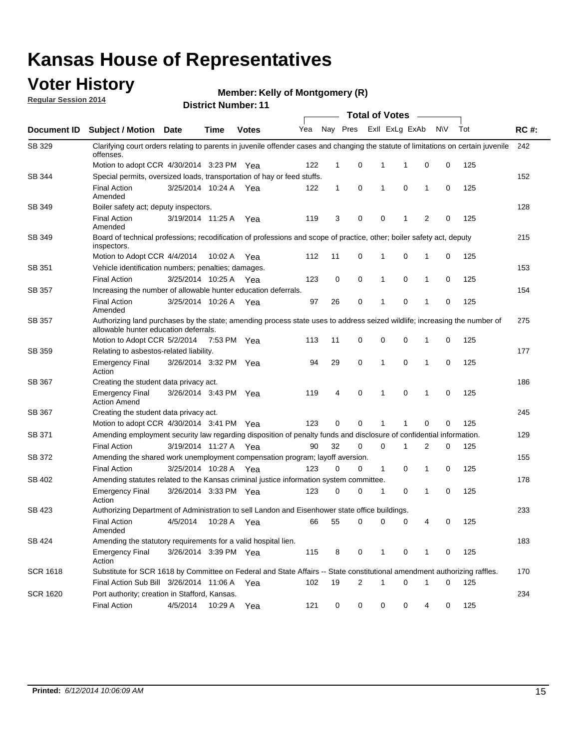# Kansas House of Representatives

## Voter History

**Regular Session 2014**

**Member: Kelly of Montgomery (R)**

**District Number: 11**

| Document ID | Subject / Motion | Date | Time | Votes | Yea | Nay | Pres | ExII | ExLg | ExAb | N\V | Tot | RC #: |
|---|---|---|---|---|---|---|---|---|---|---|---|---|---|
| SB 329 | Clarifying court orders relating to parents in juvenile offender cases and changing the statute of limitations on certain juvenile offenses. | | | | | | | | | | | | 242 |
| | Motion to adopt CCR | 4/30/2014 | 3:23 PM | Yea | 122 | 1 | 0 | 1 | 1 | 0 | 0 | 125 | |
| SB 344 | Special permits, oversized loads, transportation of hay or feed stuffs. | | | | | | | | | | | | 152 |
| | Final Action Amended | 3/25/2014 | 10:24 A | Yea | 122 | 1 | 0 | 1 | 0 | 1 | 0 | 125 | |
| SB 349 | Boiler safety act; deputy inspectors. | | | | | | | | | | | | 128 |
| | Final Action Amended | 3/19/2014 | 11:25 A | Yea | 119 | 3 | 0 | 0 | 1 | 2 | 0 | 125 | |
| SB 349 | Board of technical professions; recodification of professions and scope of practice, other; boiler safety act, deputy inspectors. | | | | | | | | | | | | 215 |
| | Motion to Adopt CCR | 4/4/2014 | 10:02 A | Yea | 112 | 11 | 0 | 1 | 0 | 1 | 0 | 125 | |
| SB 351 | Vehicle identification numbers; penalties; damages. | | | | | | | | | | | | 153 |
| | Final Action | 3/25/2014 | 10:25 A | Yea | 123 | 0 | 0 | 1 | 0 | 1 | 0 | 125 | |
| SB 357 | Increasing the number of allowable hunter education deferrals. | | | | | | | | | | | | 154 |
| | Final Action Amended | 3/25/2014 | 10:26 A | Yea | 97 | 26 | 0 | 1 | 0 | 1 | 0 | 125 | |
| SB 357 | Authorizing land purchases by the state; amending process state uses to address seized wildlife; increasing the number of allowable hunter education deferrals. | | | | | | | | | | | | 275 |
| | Motion to Adopt CCR | 5/2/2014 | 7:53 PM | Yea | 113 | 11 | 0 | 0 | 0 | 1 | 0 | 125 | |
| SB 359 | Relating to asbestos-related liability. | | | | | | | | | | | | 177 |
| | Emergency Final Action | 3/26/2014 | 3:32 PM | Yea | 94 | 29 | 0 | 1 | 0 | 1 | 0 | 125 | |
| SB 367 | Creating the student data privacy act. | | | | | | | | | | | | 186 |
| | Emergency Final Action Amend | 3/26/2014 | 3:43 PM | Yea | 119 | 4 | 0 | 1 | 0 | 1 | 0 | 125 | |
| SB 367 | Creating the student data privacy act. | | | | | | | | | | | | 245 |
| | Motion to adopt CCR | 4/30/2014 | 3:41 PM | Yea | 123 | 0 | 0 | 1 | 1 | 0 | 0 | 125 | |
| SB 371 | Amending employment security law regarding disposition of penalty funds and disclosure of confidential information. | | | | | | | | | | | | 129 |
| | Final Action | 3/19/2014 | 11:27 A | Yea | 90 | 32 | 0 | 0 | 1 | 2 | 0 | 125 | |
| SB 372 | Amending the shared work unemployment compensation program; layoff aversion. | | | | | | | | | | | | 155 |
| | Final Action | 3/25/2014 | 10:28 A | Yea | 123 | 0 | 0 | 1 | 0 | 1 | 0 | 125 | |
| SB 402 | Amending statutes related to the Kansas criminal justice information system committee. | | | | | | | | | | | | 178 |
| | Emergency Final Action | 3/26/2014 | 3:33 PM | Yea | 123 | 0 | 0 | 1 | 0 | 1 | 0 | 125 | |
| SB 423 | Authorizing Department of Administration to sell Landon and Eisenhower state office buildings. | | | | | | | | | | | | 233 |
| | Final Action Amended | 4/5/2014 | 10:28 A | Yea | 66 | 55 | 0 | 0 | 0 | 4 | 0 | 125 | |
| SB 424 | Amending the statutory requirements for a valid hospital lien. | | | | | | | | | | | | 183 |
| | Emergency Final Action | 3/26/2014 | 3:39 PM | Yea | 115 | 8 | 0 | 1 | 0 | 1 | 0 | 125 | |
| SCR 1618 | Substitute for SCR 1618 by Committee on Federal and State Affairs -- State constitutional amendment authorizing raffles. | | | | | | | | | | | | 170 |
| | Final Action Sub Bill | 3/26/2014 | 11:06 A | Yea | 102 | 19 | 2 | 1 | 0 | 1 | 0 | 125 | |
| SCR 1620 | Port authority; creation in Stafford, Kansas. | | | | | | | | | | | | 234 |
| | Final Action | 4/5/2014 | 10:29 A | Yea | 121 | 0 | 0 | 0 | 0 | 4 | 0 | 125 | |

**Printed:** *6/12/2014 10:06:09 AM*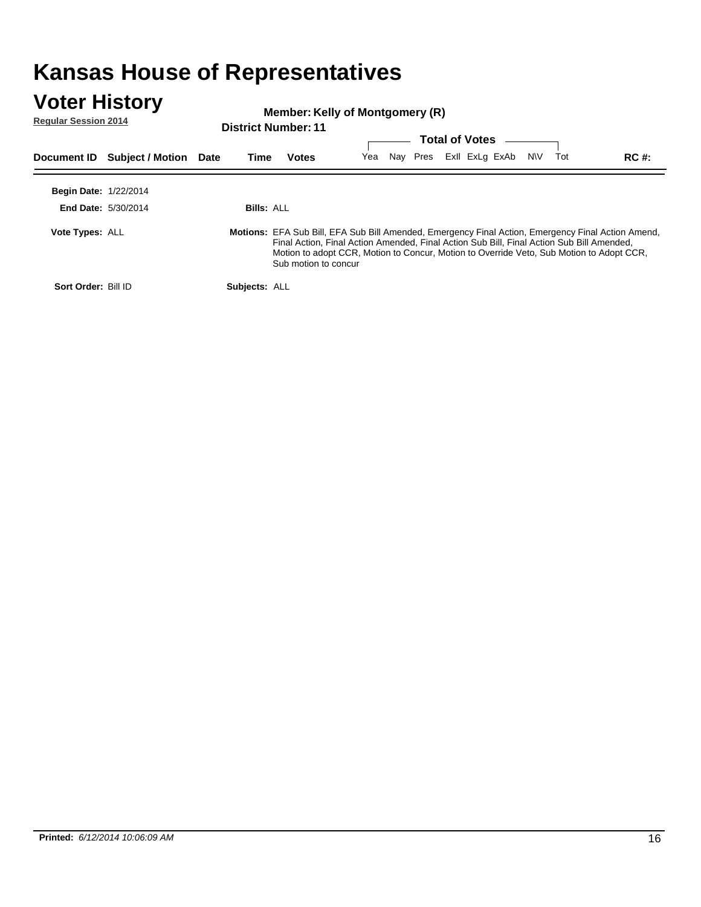# Kansas House of Representatives

## Voter History

**Regular Session 2014**

**Member: Kelly of Montgomery (R)**

**District Number: 11**

| Document ID | Subject / Motion | Date | Time | Votes | Yea | Nay | Pres | ExII | ExLg | ExAb | N\V | Tot | RC #: |
|---|---|---|---|---|---|---|---|---|---|---|---|---|---|

**Begin Date:** 1/22/2014

**End Date:** 5/30/2014

**Bills:** ALL

**Vote Types:** ALL

**Motions:** EFA Sub Bill, EFA Sub Bill Amended, Emergency Final Action, Emergency Final Action Amend, Final Action, Final Action Amended, Final Action Sub Bill, Final Action Sub Bill Amended, Motion to adopt CCR, Motion to Concur, Motion to Override Veto, Sub Motion to Adopt CCR, Sub motion to concur

**Sort Order:** Bill ID

**Subjects:** ALL

**Printed:** *6/12/2014 10:06:09 AM*